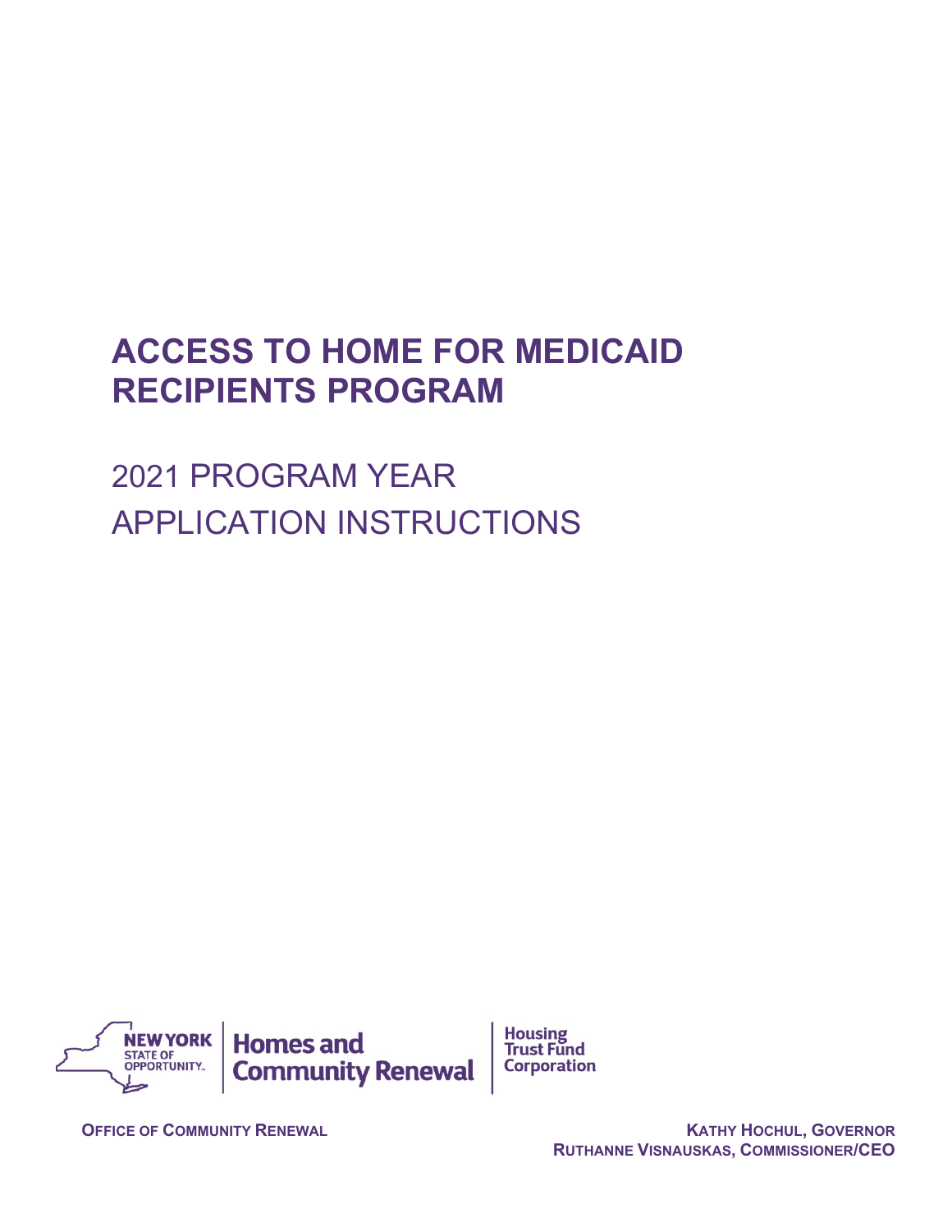# ACCESS TO HOME FOR MEDICAID RECIPIENTS PROGRAM

## 2021 PROGRAM YEAR
## APPLICATION INSTRUCTIONS

NEW YORK STATE OF OPPORTUNITY. | Homes and Community Renewal | Housing Trust Fund Corporation

OFFICE OF COMMUNITY RENEWAL

KATHY HOCHUL, GOVERNOR
RUTHANNE VISNAUSKAS, COMMISSIONER/CEO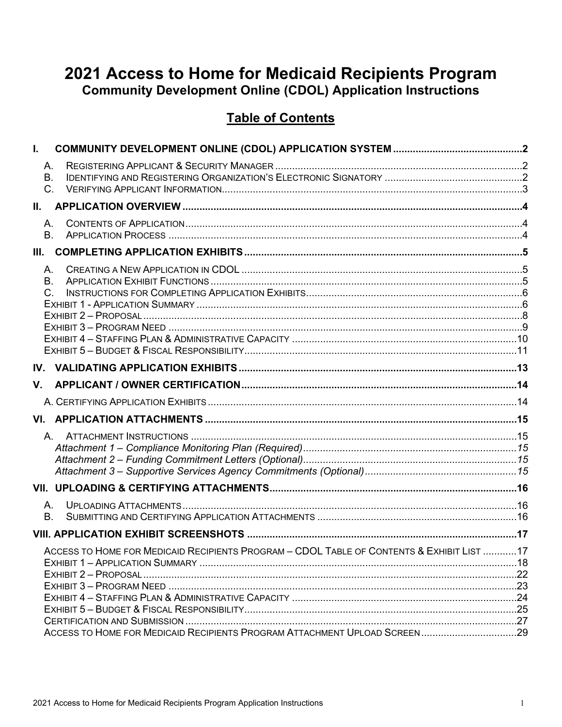# 2021 Access to Home for Medicaid Recipients Program

## Community Development Online (CDOL) Application Instructions

## Table of Contents

**I. COMMUNITY DEVELOPMENT ONLINE (CDOL) APPLICATION SYSTEM** .......... 2

- A. Registering Applicant & Security Manager .......... 2
- B. Identifying and Registering Organization's Electronic Signatory .......... 2
- C. Verifying Applicant Information .......... 3

**II. APPLICATION OVERVIEW** .......... 4

- A. Contents of Application .......... 4
- B. Application Process .......... 4

**III. COMPLETING APPLICATION EXHIBITS** .......... 5

- A. Creating a New Application in CDOL .......... 5
- B. Application Exhibit Functions .......... 5
- C. Instructions for Completing Application Exhibits .......... 6
- Exhibit 1 - Application Summary .......... 6
- Exhibit 2 – Proposal .......... 8
- Exhibit 3 – Program Need .......... 9
- Exhibit 4 – Staffing Plan & Administrative Capacity .......... 10
- Exhibit 5 – Budget & Fiscal Responsibility .......... 11

**IV. VALIDATING APPLICATION EXHIBITS** .......... 13

**V. APPLICANT / OWNER CERTIFICATION** .......... 14

- A. Certifying Application Exhibits .......... 14

**VI. APPLICATION ATTACHMENTS** .......... 15

- A. Attachment Instructions .......... 15
  - *Attachment 1 – Compliance Monitoring Plan (Required)* .......... *15*
  - *Attachment 2 – Funding Commitment Letters (Optional)* .......... *15*
  - *Attachment 3 – Supportive Services Agency Commitments (Optional)* .......... *15*

**VII. UPLOADING & CERTIFYING ATTACHMENTS** .......... 16

- A. Uploading Attachments .......... 16
- B. Submitting and Certifying Application Attachments .......... 16

**VIII. APPLICATION EXHIBIT SCREENSHOTS** .......... 17

- Access to Home for Medicaid Recipients Program – CDOL Table of Contents & Exhibit List .......... 17
- Exhibit 1 – Application Summary .......... 18
- Exhibit 2 – Proposal .......... 22
- Exhibit 3 – Program Need .......... 23
- Exhibit 4 – Staffing Plan & Administrative Capacity .......... 24
- Exhibit 5 – Budget & Fiscal Responsibility .......... 25
- Certification and Submission .......... 27
- Access to Home for Medicaid Recipients Program Attachment Upload Screen .......... 29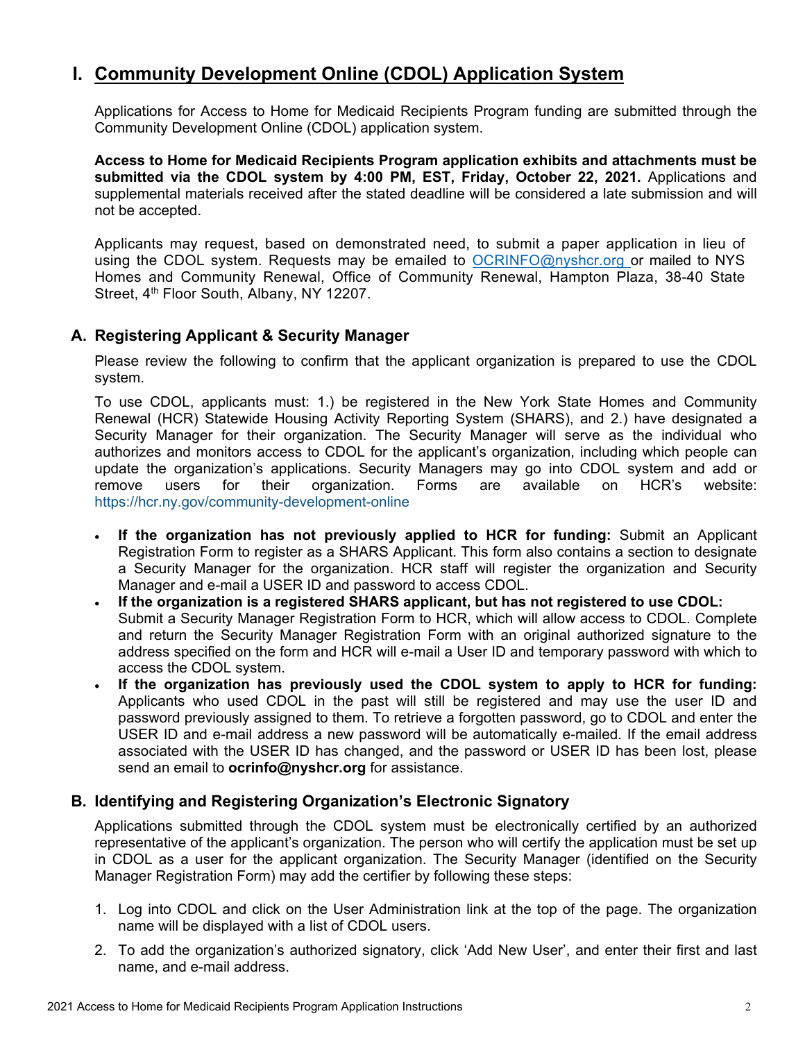# I. Community Development Online (CDOL) Application System

Applications for Access to Home for Medicaid Recipients Program funding are submitted through the Community Development Online (CDOL) application system.

**Access to Home for Medicaid Recipients Program application exhibits and attachments must be submitted via the CDOL system by 4:00 PM, EST, Friday, October 22, 2021.** Applications and supplemental materials received after the stated deadline will be considered a late submission and will not be accepted.

Applicants may request, based on demonstrated need, to submit a paper application in lieu of using the CDOL system. Requests may be emailed to OCRINFO@nyshcr.org or mailed to NYS Homes and Community Renewal, Office of Community Renewal, Hampton Plaza, 38-40 State Street, 4th Floor South, Albany, NY 12207.

## A. Registering Applicant & Security Manager

Please review the following to confirm that the applicant organization is prepared to use the CDOL system.

To use CDOL, applicants must: 1.) be registered in the New York State Homes and Community Renewal (HCR) Statewide Housing Activity Reporting System (SHARS), and 2.) have designated a Security Manager for their organization. The Security Manager will serve as the individual who authorizes and monitors access to CDOL for the applicant's organization, including which people can update the organization's applications. Security Managers may go into CDOL system and add or remove users for their organization. Forms are available on HCR's website: https://hcr.ny.gov/community-development-online

- **If the organization has not previously applied to HCR for funding:** Submit an Applicant Registration Form to register as a SHARS Applicant. This form also contains a section to designate a Security Manager for the organization. HCR staff will register the organization and Security Manager and e-mail a USER ID and password to access CDOL.
- **If the organization is a registered SHARS applicant, but has not registered to use CDOL:** Submit a Security Manager Registration Form to HCR, which will allow access to CDOL. Complete and return the Security Manager Registration Form with an original authorized signature to the address specified on the form and HCR will e-mail a User ID and temporary password with which to access the CDOL system.
- **If the organization has previously used the CDOL system to apply to HCR for funding:** Applicants who used CDOL in the past will still be registered and may use the user ID and password previously assigned to them. To retrieve a forgotten password, go to CDOL and enter the USER ID and e-mail address a new password will be automatically e-mailed. If the email address associated with the USER ID has changed, and the password or USER ID has been lost, please send an email to **ocrinfo@nyshcr.org** for assistance.

## B. Identifying and Registering Organization's Electronic Signatory

Applications submitted through the CDOL system must be electronically certified by an authorized representative of the applicant's organization. The person who will certify the application must be set up in CDOL as a user for the applicant organization. The Security Manager (identified on the Security Manager Registration Form) may add the certifier by following these steps:

1. Log into CDOL and click on the User Administration link at the top of the page. The organization name will be displayed with a list of CDOL users.
2. To add the organization's authorized signatory, click 'Add New User', and enter their first and last name, and e-mail address.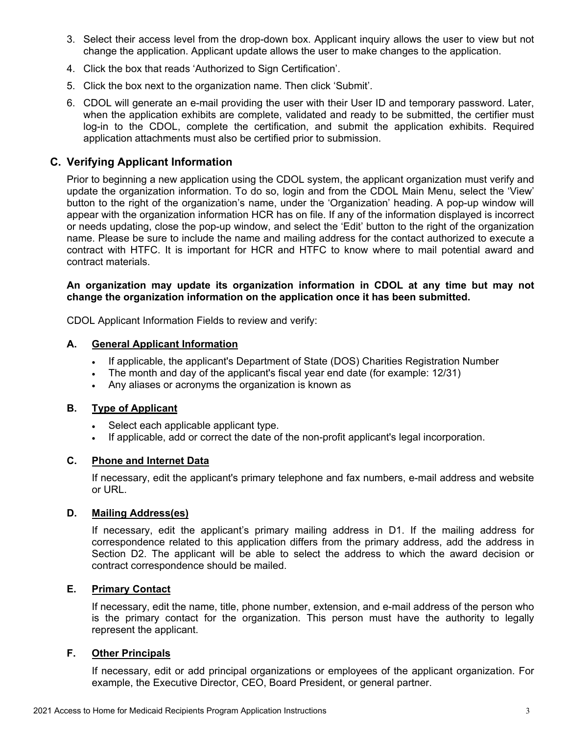3. Select their access level from the drop-down box. Applicant inquiry allows the user to view but not change the application. Applicant update allows the user to make changes to the application.
4. Click the box that reads 'Authorized to Sign Certification'.
5. Click the box next to the organization name. Then click 'Submit'.
6. CDOL will generate an e-mail providing the user with their User ID and temporary password. Later, when the application exhibits are complete, validated and ready to be submitted, the certifier must log-in to the CDOL, complete the certification, and submit the application exhibits. Required application attachments must also be certified prior to submission.

## C. Verifying Applicant Information

Prior to beginning a new application using the CDOL system, the applicant organization must verify and update the organization information. To do so, login and from the CDOL Main Menu, select the 'View' button to the right of the organization's name, under the 'Organization' heading. A pop-up window will appear with the organization information HCR has on file. If any of the information displayed is incorrect or needs updating, close the pop-up window, and select the 'Edit' button to the right of the organization name. Please be sure to include the name and mailing address for the contact authorized to execute a contract with HTFC. It is important for HCR and HTFC to know where to mail potential award and contract materials.

**An organization may update its organization information in CDOL at any time but may not change the organization information on the application once it has been submitted.**

CDOL Applicant Information Fields to review and verify:

### A. General Applicant Information

- If applicable, the applicant's Department of State (DOS) Charities Registration Number
- The month and day of the applicant's fiscal year end date (for example: 12/31)
- Any aliases or acronyms the organization is known as

### B. Type of Applicant

- Select each applicable applicant type.
- If applicable, add or correct the date of the non-profit applicant's legal incorporation.

### C. Phone and Internet Data

If necessary, edit the applicant's primary telephone and fax numbers, e-mail address and website or URL.

### D. Mailing Address(es)

If necessary, edit the applicant's primary mailing address in D1. If the mailing address for correspondence related to this application differs from the primary address, add the address in Section D2. The applicant will be able to select the address to which the award decision or contract correspondence should be mailed.

### E. Primary Contact

If necessary, edit the name, title, phone number, extension, and e-mail address of the person who is the primary contact for the organization. This person must have the authority to legally represent the applicant.

### F. Other Principals

If necessary, edit or add principal organizations or employees of the applicant organization. For example, the Executive Director, CEO, Board President, or general partner.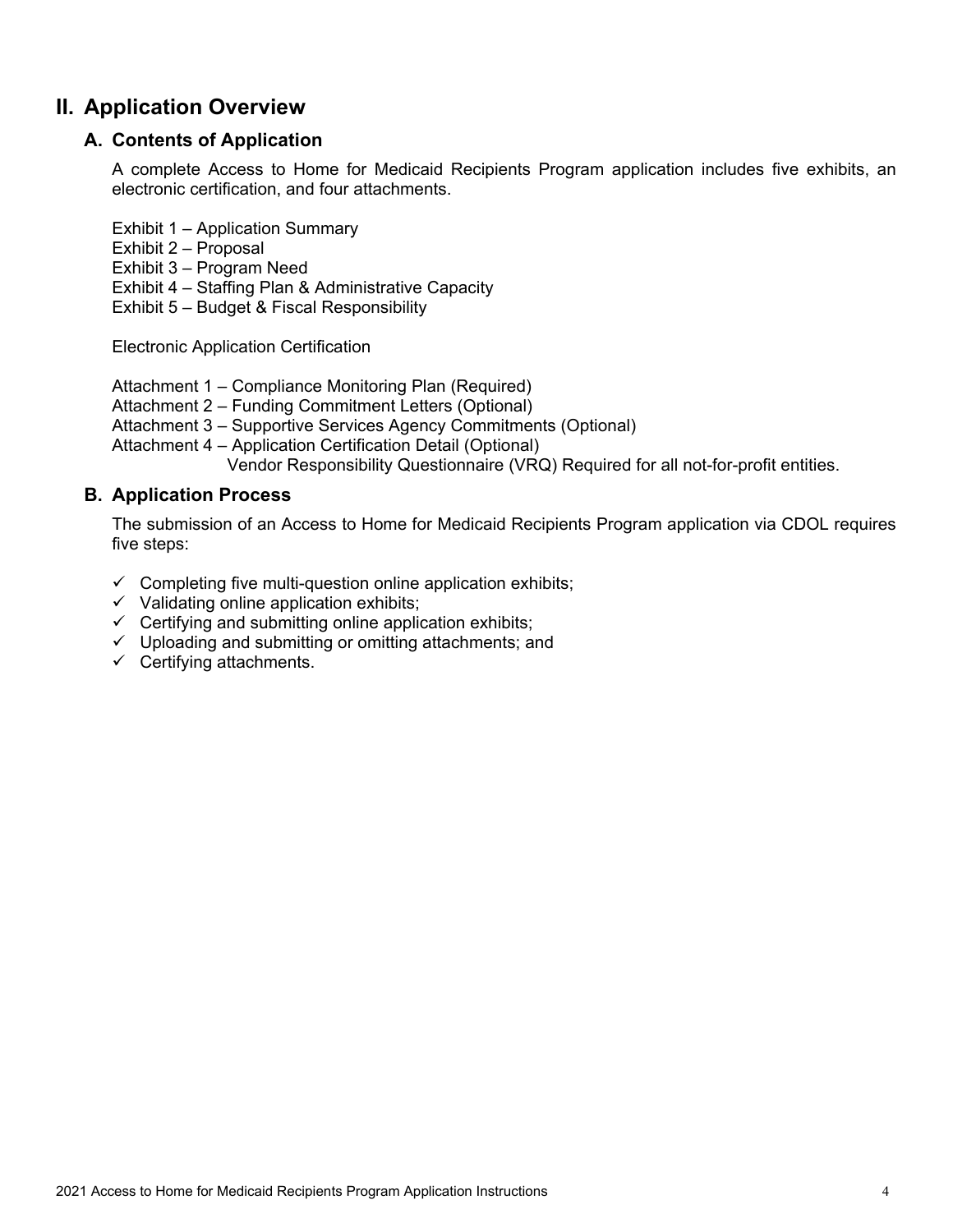## II. Application Overview

### A. Contents of Application

A complete Access to Home for Medicaid Recipients Program application includes five exhibits, an electronic certification, and four attachments.

Exhibit 1 – Application Summary
Exhibit 2 – Proposal
Exhibit 3 – Program Need
Exhibit 4 – Staffing Plan & Administrative Capacity
Exhibit 5 – Budget & Fiscal Responsibility

Electronic Application Certification

Attachment 1 – Compliance Monitoring Plan (Required)
Attachment 2 – Funding Commitment Letters (Optional)
Attachment 3 – Supportive Services Agency Commitments (Optional)
Attachment 4 – Application Certification Detail (Optional)
Vendor Responsibility Questionnaire (VRQ) Required for all not-for-profit entities.

### B. Application Process

The submission of an Access to Home for Medicaid Recipients Program application via CDOL requires five steps:

- ✓ Completing five multi-question online application exhibits;
- ✓ Validating online application exhibits;
- ✓ Certifying and submitting online application exhibits;
- ✓ Uploading and submitting or omitting attachments; and
- ✓ Certifying attachments.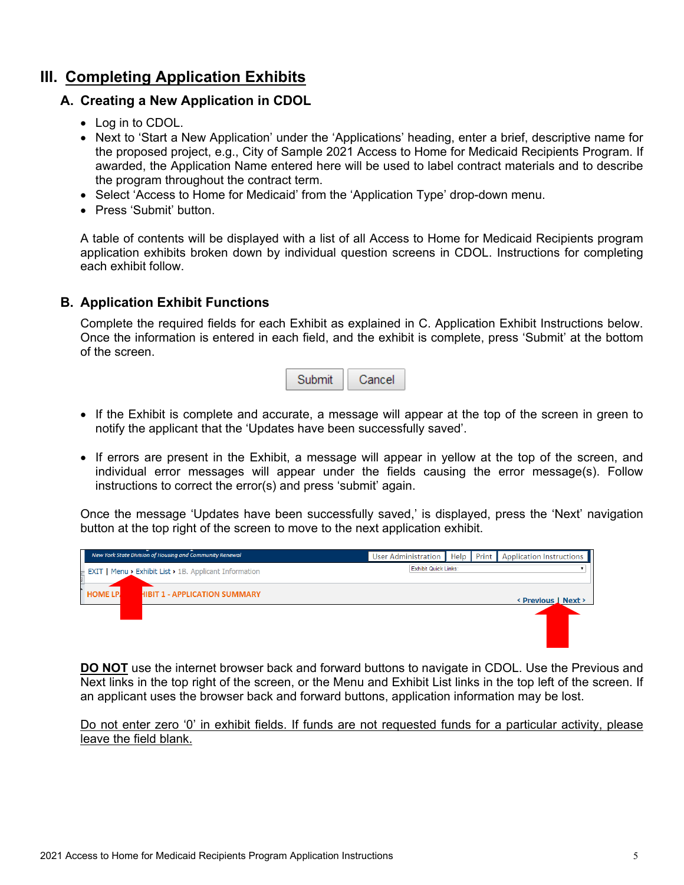# III. Completing Application Exhibits

## A. Creating a New Application in CDOL

- Log in to CDOL.
- Next to 'Start a New Application' under the 'Applications' heading, enter a brief, descriptive name for the proposed project, e.g., City of Sample 2021 Access to Home for Medicaid Recipients Program. If awarded, the Application Name entered here will be used to label contract materials and to describe the program throughout the contract term.
- Select 'Access to Home for Medicaid' from the 'Application Type' drop-down menu.
- Press 'Submit' button.

A table of contents will be displayed with a list of all Access to Home for Medicaid Recipients program application exhibits broken down by individual question screens in CDOL. Instructions for completing each exhibit follow.

## B. Application Exhibit Functions

Complete the required fields for each Exhibit as explained in C. Application Exhibit Instructions below. Once the information is entered in each field, and the exhibit is complete, press 'Submit' at the bottom of the screen.

- If the Exhibit is complete and accurate, a message will appear at the top of the screen in green to notify the applicant that the 'Updates have been successfully saved'.

- If errors are present in the Exhibit, a message will appear in yellow at the top of the screen, and individual error messages will appear under the fields causing the error message(s). Follow instructions to correct the error(s) and press 'submit' again.

Once the message 'Updates have been successfully saved,' is displayed, press the 'Next' navigation button at the top right of the screen to move to the next application exhibit.

**<u>DO NOT</u>** use the internet browser back and forward buttons to navigate in CDOL. Use the Previous and Next links in the top right of the screen, or the Menu and Exhibit List links in the top left of the screen. If an applicant uses the browser back and forward buttons, application information may be lost.

<u>Do not enter zero '0' in exhibit fields. If funds are not requested funds for a particular activity, please leave the field blank.</u>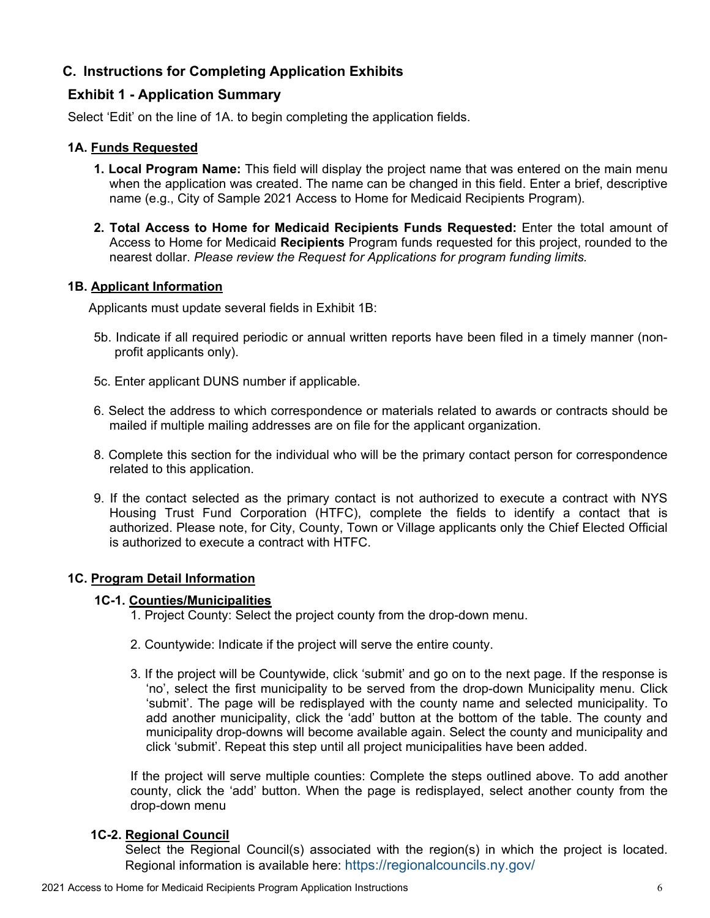## C. Instructions for Completing Application Exhibits

### Exhibit 1 - Application Summary

Select 'Edit' on the line of 1A. to begin completing the application fields.

#### 1A. Funds Requested

1. **Local Program Name:** This field will display the project name that was entered on the main menu when the application was created. The name can be changed in this field. Enter a brief, descriptive name (e.g., City of Sample 2021 Access to Home for Medicaid Recipients Program).

2. **Total Access to Home for Medicaid Recipients Funds Requested:** Enter the total amount of Access to Home for Medicaid **Recipients** Program funds requested for this project, rounded to the nearest dollar. *Please review the Request for Applications for program funding limits.*

#### 1B. Applicant Information

Applicants must update several fields in Exhibit 1B:

5b. Indicate if all required periodic or annual written reports have been filed in a timely manner (non-profit applicants only).

5c. Enter applicant DUNS number if applicable.

6. Select the address to which correspondence or materials related to awards or contracts should be mailed if multiple mailing addresses are on file for the applicant organization.

8. Complete this section for the individual who will be the primary contact person for correspondence related to this application.

9. If the contact selected as the primary contact is not authorized to execute a contract with NYS Housing Trust Fund Corporation (HTFC), complete the fields to identify a contact that is authorized. Please note, for City, County, Town or Village applicants only the Chief Elected Official is authorized to execute a contract with HTFC.

#### 1C. Program Detail Information

##### 1C-1. Counties/Municipalities

1. Project County: Select the project county from the drop-down menu.

2. Countywide: Indicate if the project will serve the entire county.

3. If the project will be Countywide, click 'submit' and go on to the next page. If the response is 'no', select the first municipality to be served from the drop-down Municipality menu. Click 'submit'. The page will be redisplayed with the county name and selected municipality. To add another municipality, click the 'add' button at the bottom of the table. The county and municipality drop-downs will become available again. Select the county and municipality and click 'submit'. Repeat this step until all project municipalities have been added.

If the project will serve multiple counties: Complete the steps outlined above. To add another county, click the 'add' button. When the page is redisplayed, select another county from the drop-down menu

##### 1C-2. Regional Council

Select the Regional Council(s) associated with the region(s) in which the project is located. Regional information is available here: https://regionalcouncils.ny.gov/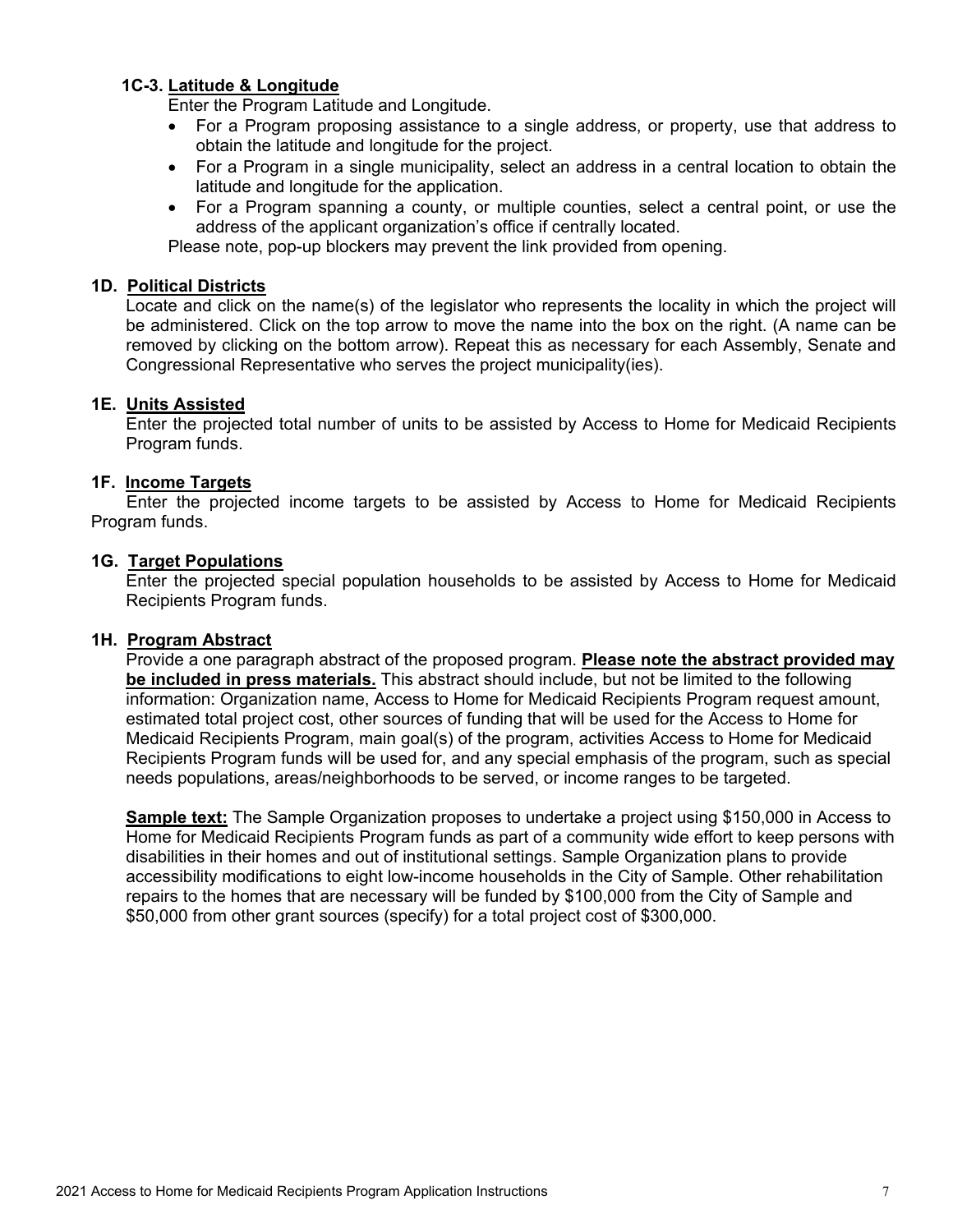### 1C-3. <u>Latitude & Longitude</u>

Enter the Program Latitude and Longitude.

- For a Program proposing assistance to a single address, or property, use that address to obtain the latitude and longitude for the project.
- For a Program in a single municipality, select an address in a central location to obtain the latitude and longitude for the application.
- For a Program spanning a county, or multiple counties, select a central point, or use the address of the applicant organization's office if centrally located.

Please note, pop-up blockers may prevent the link provided from opening.

### 1D. <u>Political Districts</u>

Locate and click on the name(s) of the legislator who represents the locality in which the project will be administered. Click on the top arrow to move the name into the box on the right. (A name can be removed by clicking on the bottom arrow). Repeat this as necessary for each Assembly, Senate and Congressional Representative who serves the project municipality(ies).

### 1E. <u>Units Assisted</u>

Enter the projected total number of units to be assisted by Access to Home for Medicaid Recipients Program funds.

### 1F. <u>Income Targets</u>

Enter the projected income targets to be assisted by Access to Home for Medicaid Recipients Program funds.

### 1G. <u>Target Populations</u>

Enter the projected special population households to be assisted by Access to Home for Medicaid Recipients Program funds.

### 1H. <u>Program Abstract</u>

Provide a one paragraph abstract of the proposed program. **<u>Please note the abstract provided may be included in press materials.</u>** This abstract should include, but not be limited to the following information: Organization name, Access to Home for Medicaid Recipients Program request amount, estimated total project cost, other sources of funding that will be used for the Access to Home for Medicaid Recipients Program, main goal(s) of the program, activities Access to Home for Medicaid Recipients Program funds will be used for, and any special emphasis of the program, such as special needs populations, areas/neighborhoods to be served, or income ranges to be targeted.

**<u>Sample text:</u>** The Sample Organization proposes to undertake a project using $150,000 in Access to Home for Medicaid Recipients Program funds as part of a community wide effort to keep persons with disabilities in their homes and out of institutional settings. Sample Organization plans to provide accessibility modifications to eight low-income households in the City of Sample. Other rehabilitation repairs to the homes that are necessary will be funded by $100,000 from the City of Sample and $50,000 from other grant sources (specify) for a total project cost of $300,000.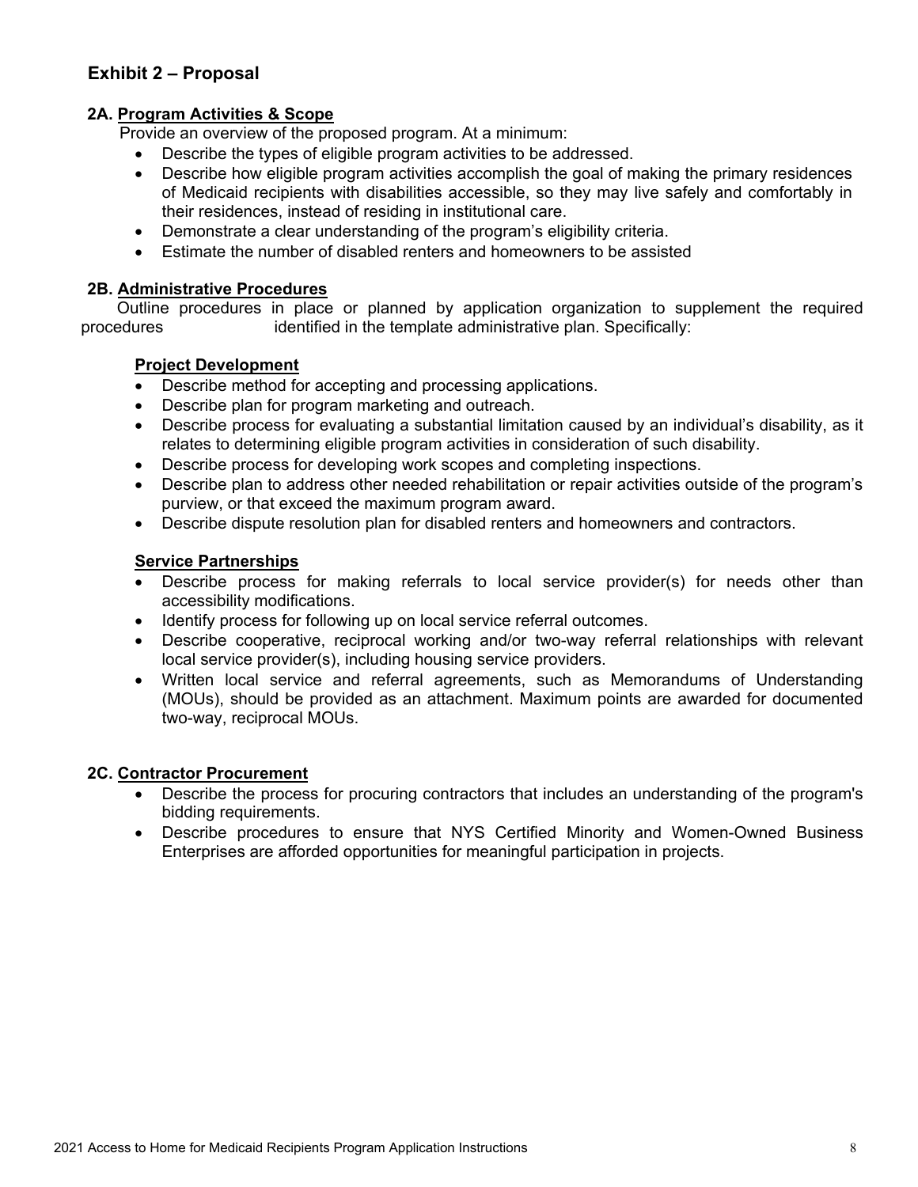## Exhibit 2 – Proposal

### 2A. Program Activities & Scope

Provide an overview of the proposed program. At a minimum:

- Describe the types of eligible program activities to be addressed.
- Describe how eligible program activities accomplish the goal of making the primary residences of Medicaid recipients with disabilities accessible, so they may live safely and comfortably in their residences, instead of residing in institutional care.
- Demonstrate a clear understanding of the program's eligibility criteria.
- Estimate the number of disabled renters and homeowners to be assisted

### 2B. Administrative Procedures

Outline procedures in place or planned by application organization to supplement the required procedures identified in the template administrative plan. Specifically:

**Project Development**

- Describe method for accepting and processing applications.
- Describe plan for program marketing and outreach.
- Describe process for evaluating a substantial limitation caused by an individual's disability, as it relates to determining eligible program activities in consideration of such disability.
- Describe process for developing work scopes and completing inspections.
- Describe plan to address other needed rehabilitation or repair activities outside of the program's purview, or that exceed the maximum program award.
- Describe dispute resolution plan for disabled renters and homeowners and contractors.

**Service Partnerships**

- Describe process for making referrals to local service provider(s) for needs other than accessibility modifications.
- Identify process for following up on local service referral outcomes.
- Describe cooperative, reciprocal working and/or two-way referral relationships with relevant local service provider(s), including housing service providers.
- Written local service and referral agreements, such as Memorandums of Understanding (MOUs), should be provided as an attachment. Maximum points are awarded for documented two-way, reciprocal MOUs.

### 2C. Contractor Procurement

- Describe the process for procuring contractors that includes an understanding of the program's bidding requirements.
- Describe procedures to ensure that NYS Certified Minority and Women-Owned Business Enterprises are afforded opportunities for meaningful participation in projects.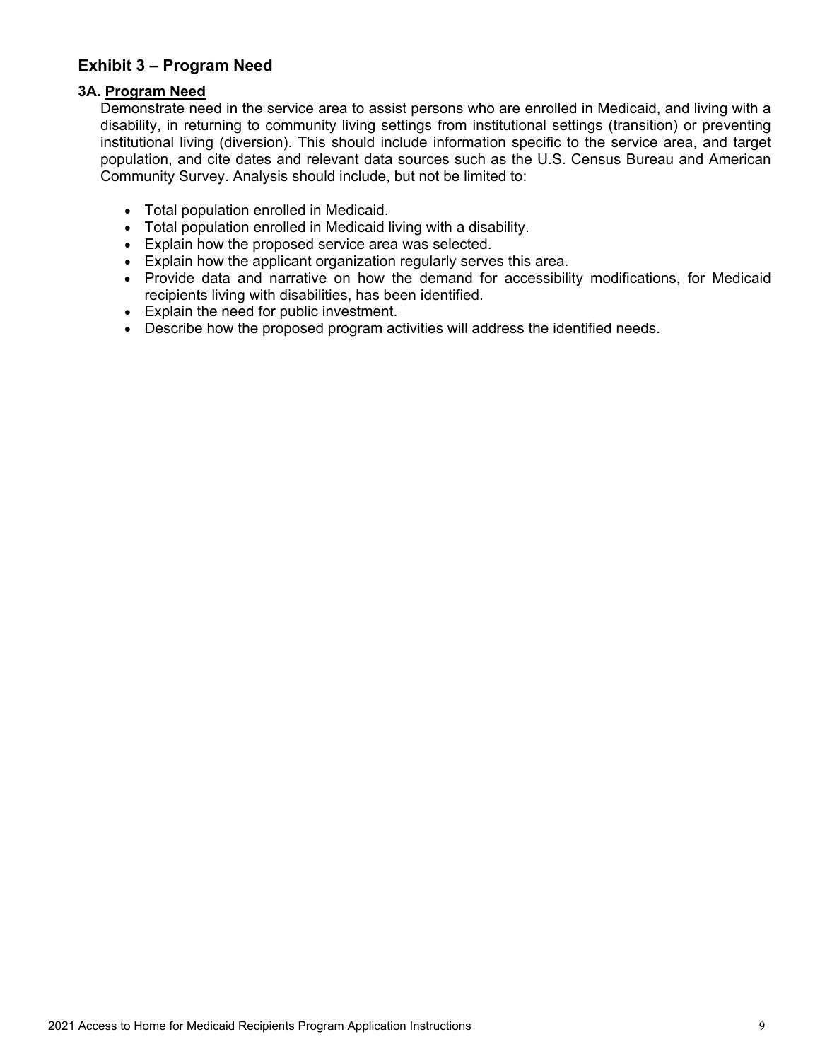## Exhibit 3 – Program Need

### 3A. Program Need

Demonstrate need in the service area to assist persons who are enrolled in Medicaid, and living with a disability, in returning to community living settings from institutional settings (transition) or preventing institutional living (diversion). This should include information specific to the service area, and target population, and cite dates and relevant data sources such as the U.S. Census Bureau and American Community Survey. Analysis should include, but not be limited to:

- Total population enrolled in Medicaid.
- Total population enrolled in Medicaid living with a disability.
- Explain how the proposed service area was selected.
- Explain how the applicant organization regularly serves this area.
- Provide data and narrative on how the demand for accessibility modifications, for Medicaid recipients living with disabilities, has been identified.
- Explain the need for public investment.
- Describe how the proposed program activities will address the identified needs.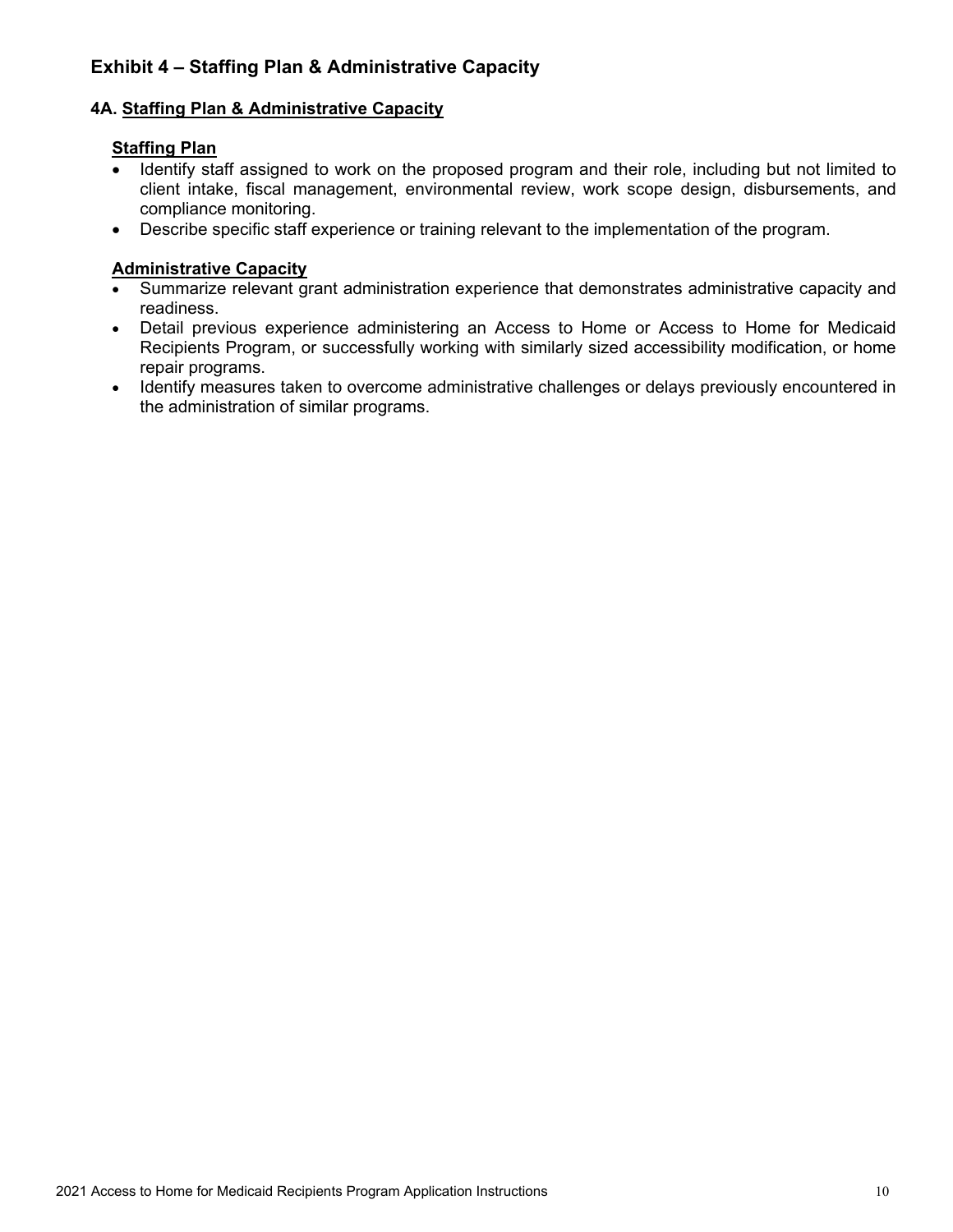## Exhibit 4 – Staffing Plan & Administrative Capacity

### 4A. Staffing Plan & Administrative Capacity

**Staffing Plan**

- Identify staff assigned to work on the proposed program and their role, including but not limited to client intake, fiscal management, environmental review, work scope design, disbursements, and compliance monitoring.
- Describe specific staff experience or training relevant to the implementation of the program.

**Administrative Capacity**

- Summarize relevant grant administration experience that demonstrates administrative capacity and readiness.
- Detail previous experience administering an Access to Home or Access to Home for Medicaid Recipients Program, or successfully working with similarly sized accessibility modification, or home repair programs.
- Identify measures taken to overcome administrative challenges or delays previously encountered in the administration of similar programs.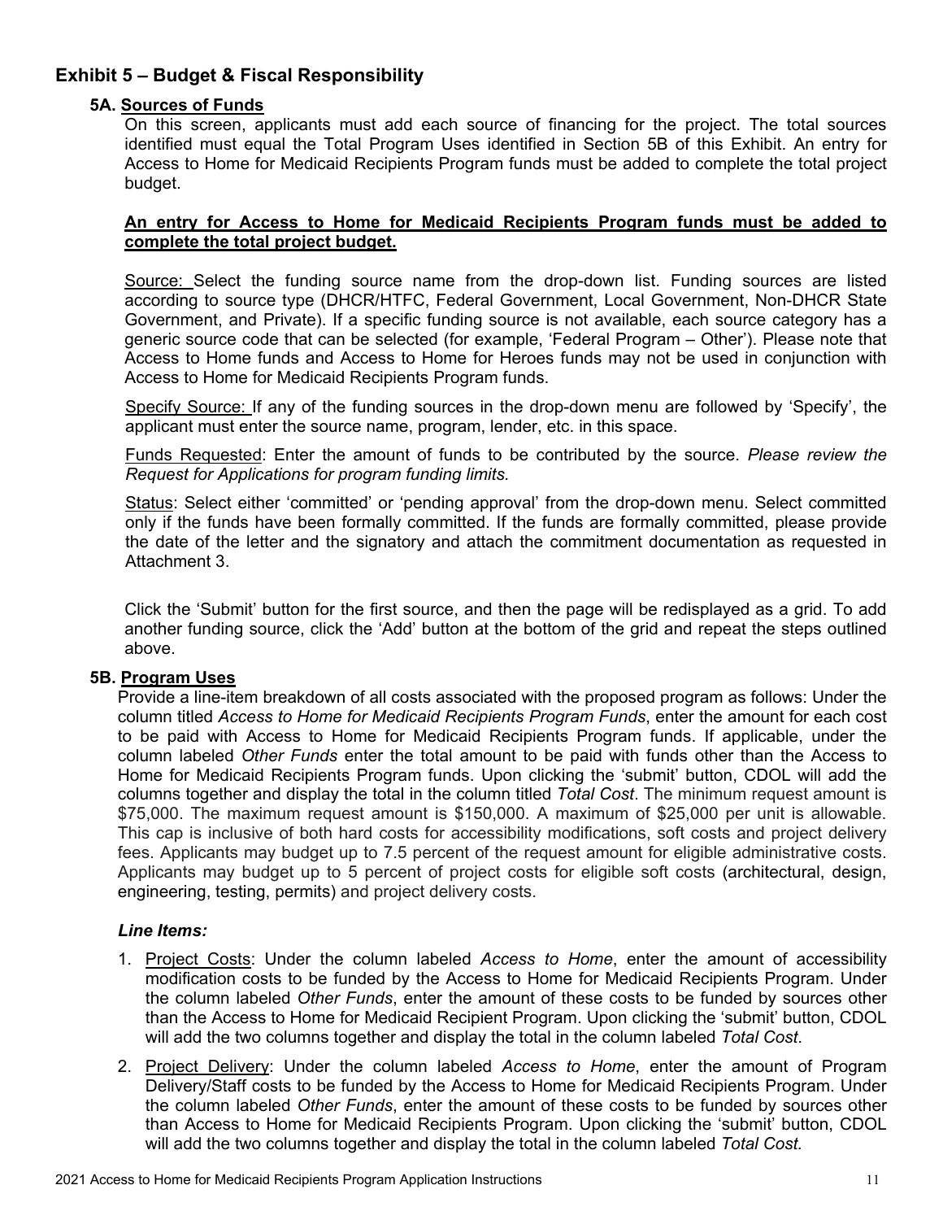## Exhibit 5 – Budget & Fiscal Responsibility

### 5A. Sources of Funds

On this screen, applicants must add each source of financing for the project. The total sources identified must equal the Total Program Uses identified in Section 5B of this Exhibit. An entry for Access to Home for Medicaid Recipients Program funds must be added to complete the total project budget.

**An entry for Access to Home for Medicaid Recipients Program funds must be added to complete the total project budget.**

Source: Select the funding source name from the drop-down list. Funding sources are listed according to source type (DHCR/HTFC, Federal Government, Local Government, Non-DHCR State Government, and Private). If a specific funding source is not available, each source category has a generic source code that can be selected (for example, 'Federal Program – Other'). Please note that Access to Home funds and Access to Home for Heroes funds may not be used in conjunction with Access to Home for Medicaid Recipients Program funds.

Specify Source: If any of the funding sources in the drop-down menu are followed by 'Specify', the applicant must enter the source name, program, lender, etc. in this space.

Funds Requested: Enter the amount of funds to be contributed by the source. *Please review the Request for Applications for program funding limits.*

Status: Select either 'committed' or 'pending approval' from the drop-down menu. Select committed only if the funds have been formally committed. If the funds are formally committed, please provide the date of the letter and the signatory and attach the commitment documentation as requested in Attachment 3.

Click the 'Submit' button for the first source, and then the page will be redisplayed as a grid. To add another funding source, click the 'Add' button at the bottom of the grid and repeat the steps outlined above.

### 5B. Program Uses

Provide a line-item breakdown of all costs associated with the proposed program as follows: Under the column titled *Access to Home for Medicaid Recipients Program Funds*, enter the amount for each cost to be paid with Access to Home for Medicaid Recipients Program funds. If applicable, under the column labeled *Other Funds* enter the total amount to be paid with funds other than the Access to Home for Medicaid Recipients Program funds. Upon clicking the 'submit' button, CDOL will add the columns together and display the total in the column titled *Total Cost*. The minimum request amount is $75,000. The maximum request amount is $150,000. A maximum of $25,000 per unit is allowable. This cap is inclusive of both hard costs for accessibility modifications, soft costs and project delivery fees. Applicants may budget up to 7.5 percent of the request amount for eligible administrative costs. Applicants may budget up to 5 percent of project costs for eligible soft costs (architectural, design, engineering, testing, permits) and project delivery costs.

***Line Items:***

1. Project Costs: Under the column labeled *Access to Home*, enter the amount of accessibility modification costs to be funded by the Access to Home for Medicaid Recipients Program. Under the column labeled *Other Funds*, enter the amount of these costs to be funded by sources other than the Access to Home for Medicaid Recipient Program. Upon clicking the 'submit' button, CDOL will add the two columns together and display the total in the column labeled *Total Cost*.
2. Project Delivery: Under the column labeled *Access to Home*, enter the amount of Program Delivery/Staff costs to be funded by the Access to Home for Medicaid Recipients Program. Under the column labeled *Other Funds*, enter the amount of these costs to be funded by sources other than Access to Home for Medicaid Recipients Program. Upon clicking the 'submit' button, CDOL will add the two columns together and display the total in the column labeled *Total Cost.*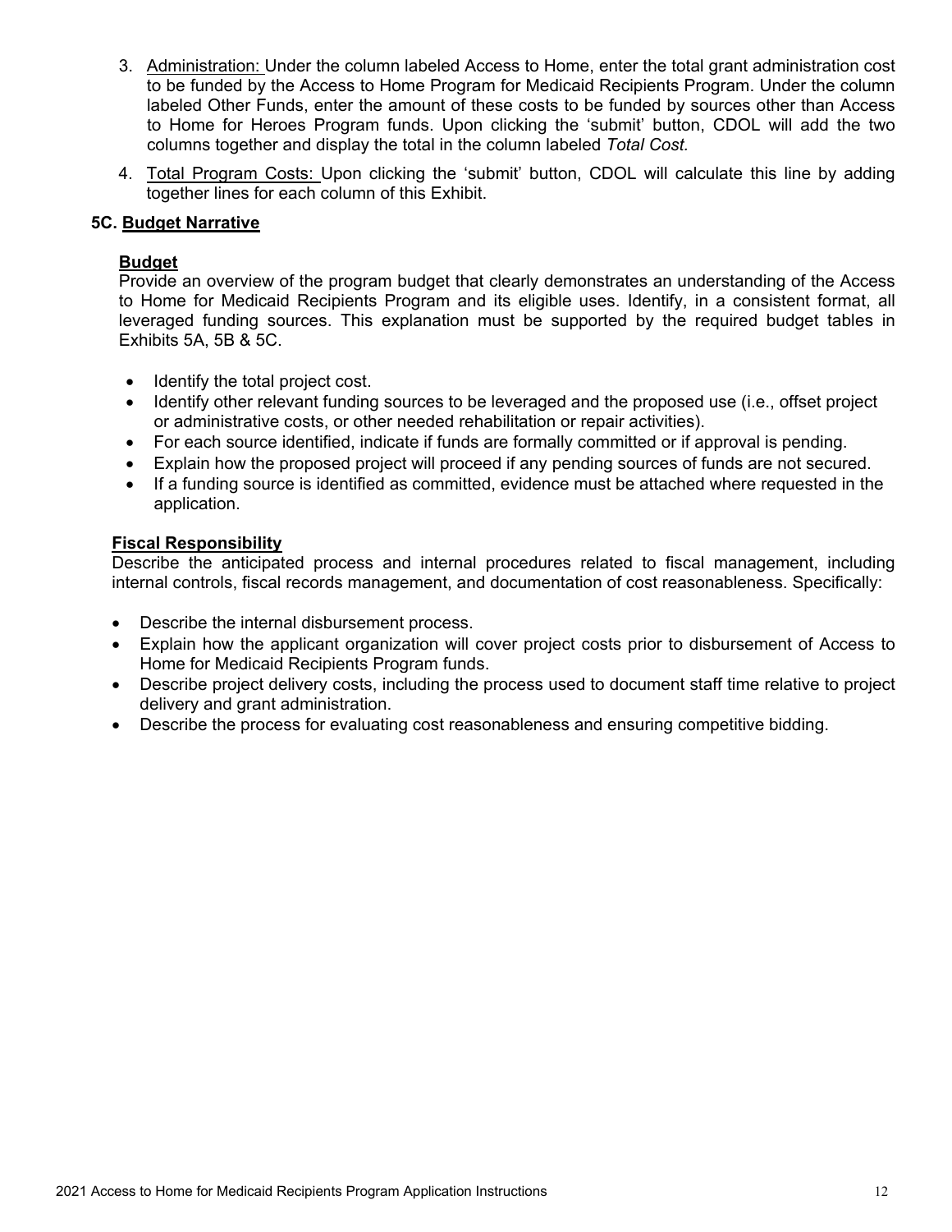3. Administration: Under the column labeled Access to Home, enter the total grant administration cost to be funded by the Access to Home Program for Medicaid Recipients Program. Under the column labeled Other Funds, enter the amount of these costs to be funded by sources other than Access to Home for Heroes Program funds. Upon clicking the 'submit' button, CDOL will add the two columns together and display the total in the column labeled *Total Cost.*
4. Total Program Costs: Upon clicking the 'submit' button, CDOL will calculate this line by adding together lines for each column of this Exhibit.

### 5C. Budget Narrative

**Budget**

Provide an overview of the program budget that clearly demonstrates an understanding of the Access to Home for Medicaid Recipients Program and its eligible uses. Identify, in a consistent format, all leveraged funding sources. This explanation must be supported by the required budget tables in Exhibits 5A, 5B & 5C.

- Identify the total project cost.
- Identify other relevant funding sources to be leveraged and the proposed use (i.e., offset project or administrative costs, or other needed rehabilitation or repair activities).
- For each source identified, indicate if funds are formally committed or if approval is pending.
- Explain how the proposed project will proceed if any pending sources of funds are not secured.
- If a funding source is identified as committed, evidence must be attached where requested in the application.

**Fiscal Responsibility**

Describe the anticipated process and internal procedures related to fiscal management, including internal controls, fiscal records management, and documentation of cost reasonableness. Specifically:

- Describe the internal disbursement process.
- Explain how the applicant organization will cover project costs prior to disbursement of Access to Home for Medicaid Recipients Program funds.
- Describe project delivery costs, including the process used to document staff time relative to project delivery and grant administration.
- Describe the process for evaluating cost reasonableness and ensuring competitive bidding.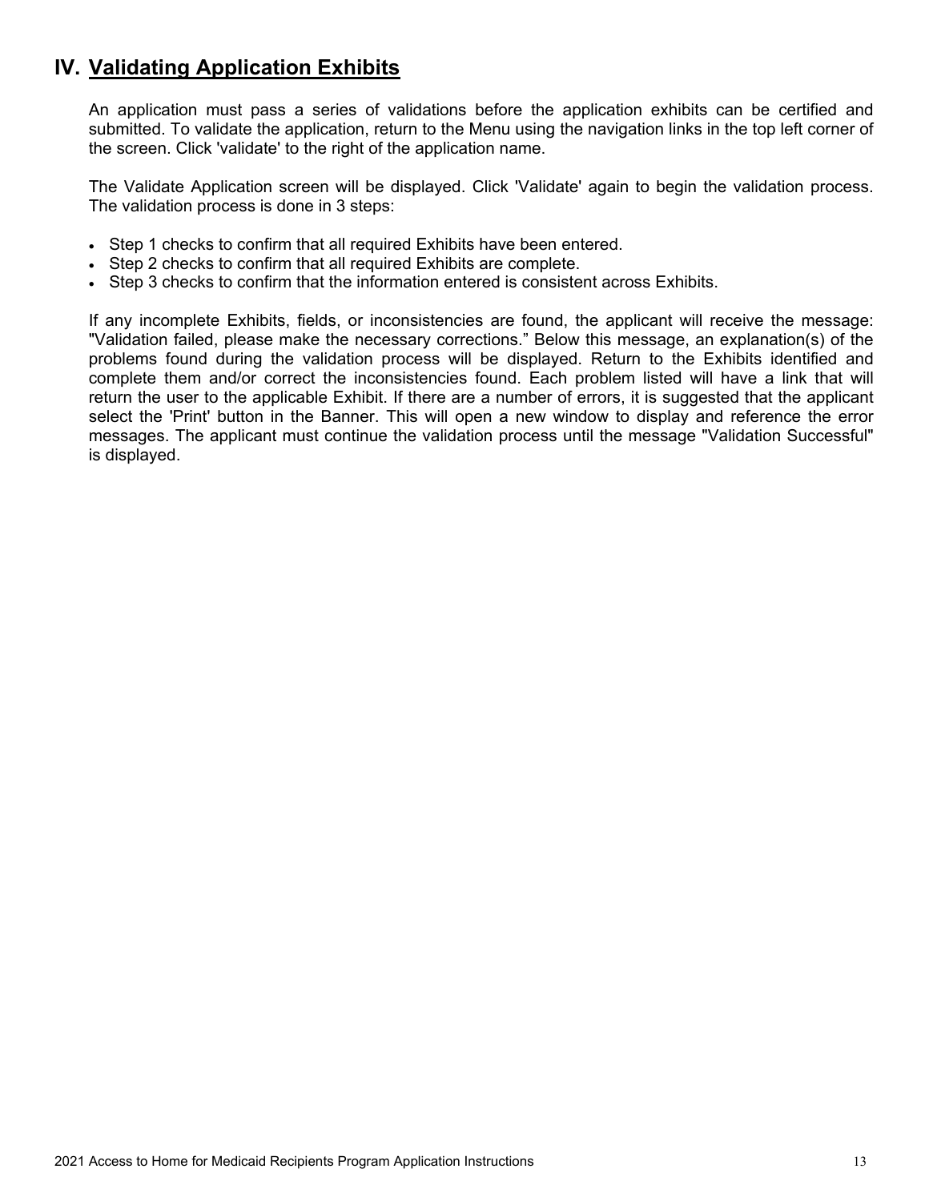## IV. Validating Application Exhibits

An application must pass a series of validations before the application exhibits can be certified and submitted. To validate the application, return to the Menu using the navigation links in the top left corner of the screen. Click 'validate' to the right of the application name.

The Validate Application screen will be displayed. Click 'Validate' again to begin the validation process. The validation process is done in 3 steps:

- Step 1 checks to confirm that all required Exhibits have been entered.
- Step 2 checks to confirm that all required Exhibits are complete.
- Step 3 checks to confirm that the information entered is consistent across Exhibits.

If any incomplete Exhibits, fields, or inconsistencies are found, the applicant will receive the message: "Validation failed, please make the necessary corrections." Below this message, an explanation(s) of the problems found during the validation process will be displayed. Return to the Exhibits identified and complete them and/or correct the inconsistencies found. Each problem listed will have a link that will return the user to the applicable Exhibit. If there are a number of errors, it is suggested that the applicant select the 'Print' button in the Banner. This will open a new window to display and reference the error messages. The applicant must continue the validation process until the message "Validation Successful" is displayed.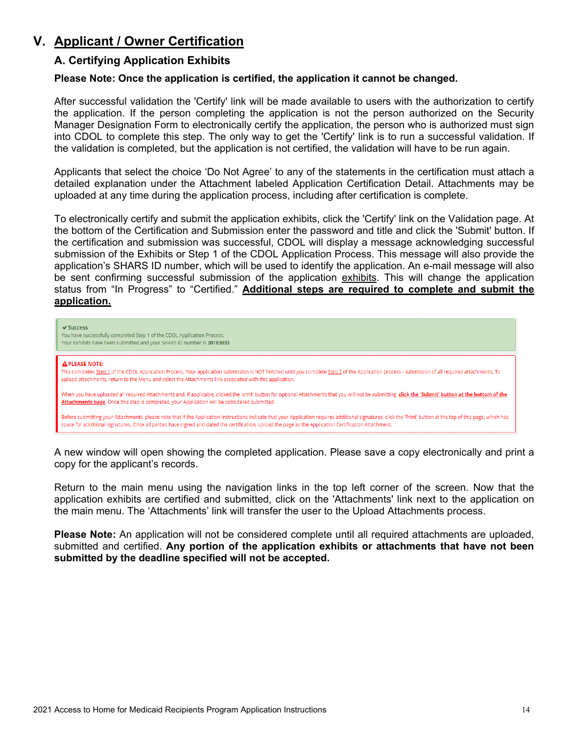# V. Applicant / Owner Certification

## A. Certifying Application Exhibits

**Please Note: Once the application is certified, the application it cannot be changed.**

After successful validation the 'Certify' link will be made available to users with the authorization to certify the application. If the person completing the application is not the person authorized on the Security Manager Designation Form to electronically certify the application, the person who is authorized must sign into CDOL to complete this step. The only way to get the 'Certify' link is to run a successful validation. If the validation is completed, but the application is not certified, the validation will have to be run again.

Applicants that select the choice 'Do Not Agree' to any of the statements in the certification must attach a detailed explanation under the Attachment labeled Application Certification Detail. Attachments may be uploaded at any time during the application process, including after certification is complete.

To electronically certify and submit the application exhibits, click the 'Certify' link on the Validation page. At the bottom of the Certification and Submission enter the password and title and click the 'Submit' button. If the certification and submission was successful, CDOL will display a message acknowledging successful submission of the Exhibits or Step 1 of the CDOL Application Process. This message will also provide the application's SHARS ID number, which will be used to identify the application. An e-mail message will also be sent confirming successful submission of the application exhibits. This will change the application status from "In Progress" to "Certified." **Additional steps are required to complete and submit the application.**

> ✔ **Success**
> You have successfully completed Step 1 of the CDOL Application Process.
> Your Exhibits have been submitted and your SHARS ID number is **20183033**

> ⚠ **PLEASE NOTE:**
> This completes Step 1 of the CDOL Application Process. Your application submission is NOT finished until you complete Step 2 of the Application process - submission of all required attachments. To upload attachments, return to the Menu and select the Attachments link associated with this application.
>
> When you have uploaded all required Attachments and, if applicable, clicked the 'omit' button for optional Attachments that you will not be submitting, **click the 'Submit' button at the bottom of the Attachments page**. Once this step is completed, your Application will be considered submitted.
>
> Before submitting your Attachments, please note that if the Application Instructions indicate that your Application requires additional signatures, click the 'Print' button at the top of this page, which has space for additional signatures. Once all parties have signed and dated the certification, upload the page as the Application Certification Attachment.

A new window will open showing the completed application. Please save a copy electronically and print a copy for the applicant's records.

Return to the main menu using the navigation links in the top left corner of the screen. Now that the application exhibits are certified and submitted, click on the 'Attachments' link next to the application on the main menu. The 'Attachments' link will transfer the user to the Upload Attachments process.

**Please Note:** An application will not be considered complete until all required attachments are uploaded, submitted and certified. **Any portion of the application exhibits or attachments that have not been submitted by the deadline specified will not be accepted.**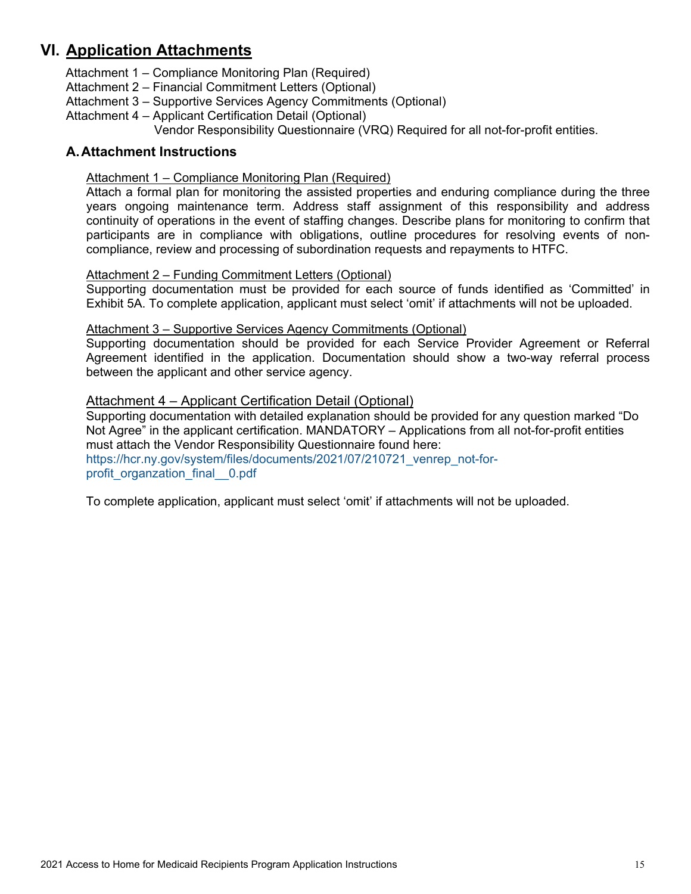# VI. Application Attachments

Attachment 1 – Compliance Monitoring Plan (Required)
Attachment 2 – Financial Commitment Letters (Optional)
Attachment 3 – Supportive Services Agency Commitments (Optional)
Attachment 4 – Applicant Certification Detail (Optional)
Vendor Responsibility Questionnaire (VRQ) Required for all not-for-profit entities.

## A. Attachment Instructions

Attachment 1 – Compliance Monitoring Plan (Required)
Attach a formal plan for monitoring the assisted properties and enduring compliance during the three years ongoing maintenance term. Address staff assignment of this responsibility and address continuity of operations in the event of staffing changes. Describe plans for monitoring to confirm that participants are in compliance with obligations, outline procedures for resolving events of non-compliance, review and processing of subordination requests and repayments to HTFC.

Attachment 2 – Funding Commitment Letters (Optional)
Supporting documentation must be provided for each source of funds identified as 'Committed' in Exhibit 5A. To complete application, applicant must select 'omit' if attachments will not be uploaded.

Attachment 3 – Supportive Services Agency Commitments (Optional)
Supporting documentation should be provided for each Service Provider Agreement or Referral Agreement identified in the application. Documentation should show a two-way referral process between the applicant and other service agency.

Attachment 4 – Applicant Certification Detail (Optional)
Supporting documentation with detailed explanation should be provided for any question marked "Do Not Agree" in the applicant certification. MANDATORY – Applications from all not-for-profit entities must attach the Vendor Responsibility Questionnaire found here:
https://hcr.ny.gov/system/files/documents/2021/07/210721_venrep_not-for-profit_organzation_final__0.pdf

To complete application, applicant must select 'omit' if attachments will not be uploaded.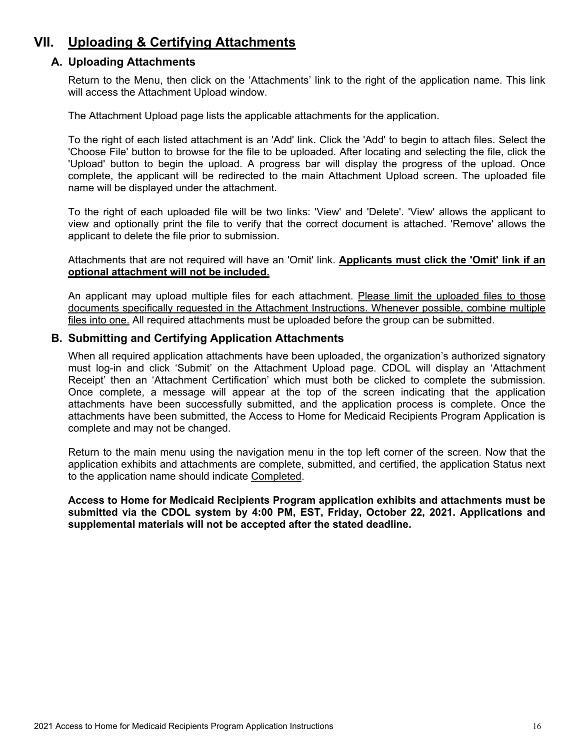## VII. <u>Uploading & Certifying Attachments</u>

### A. Uploading Attachments

Return to the Menu, then click on the 'Attachments' link to the right of the application name. This link will access the Attachment Upload window.

The Attachment Upload page lists the applicable attachments for the application.

To the right of each listed attachment is an 'Add' link. Click the 'Add' to begin to attach files. Select the 'Choose File' button to browse for the file to be uploaded. After locating and selecting the file, click the 'Upload' button to begin the upload. A progress bar will display the progress of the upload. Once complete, the applicant will be redirected to the main Attachment Upload screen. The uploaded file name will be displayed under the attachment.

To the right of each uploaded file will be two links: 'View' and 'Delete'. 'View' allows the applicant to view and optionally print the file to verify that the correct document is attached. 'Remove' allows the applicant to delete the file prior to submission.

Attachments that are not required will have an 'Omit' link. **<u>Applicants must click the 'Omit' link if an optional attachment will not be included.</u>**

An applicant may upload multiple files for each attachment. <u>Please limit the uploaded files to those documents specifically requested in the Attachment Instructions. Whenever possible, combine multiple files into one.</u> All required attachments must be uploaded before the group can be submitted.

### B. Submitting and Certifying Application Attachments

When all required application attachments have been uploaded, the organization's authorized signatory must log-in and click 'Submit' on the Attachment Upload page. CDOL will display an 'Attachment Receipt' then an 'Attachment Certification' which must both be clicked to complete the submission. Once complete, a message will appear at the top of the screen indicating that the application attachments have been successfully submitted, and the application process is complete. Once the attachments have been submitted, the Access to Home for Medicaid Recipients Program Application is complete and may not be changed.

Return to the main menu using the navigation menu in the top left corner of the screen. Now that the application exhibits and attachments are complete, submitted, and certified, the application Status next to the application name should indicate <u>Completed</u>.

**Access to Home for Medicaid Recipients Program application exhibits and attachments must be submitted via the CDOL system by 4:00 PM, EST, Friday, October 22, 2021. Applications and supplemental materials will not be accepted after the stated deadline.**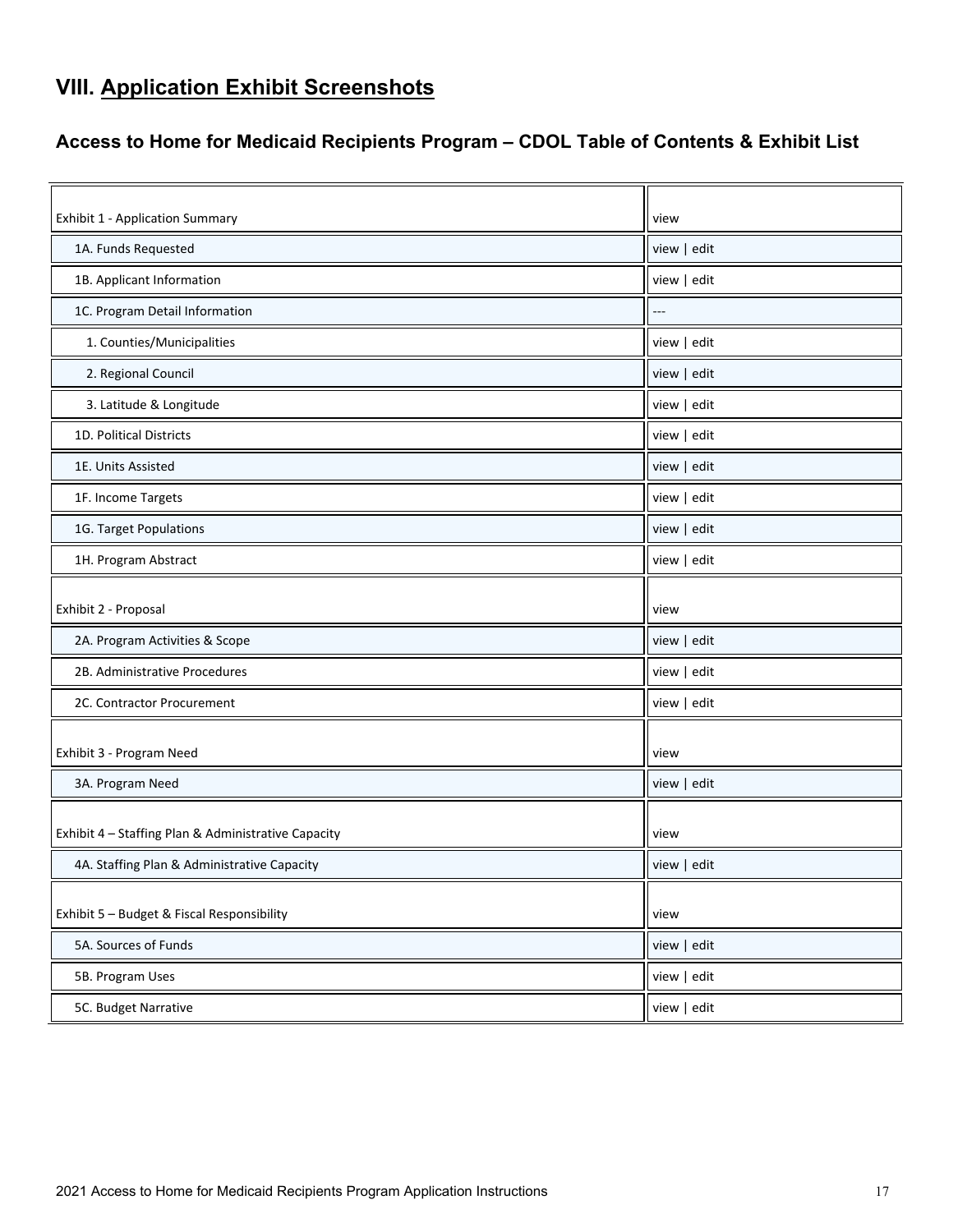## VIII. Application Exhibit Screenshots

### Access to Home for Medicaid Recipients Program – CDOL Table of Contents & Exhibit List

| | |
|---|---|
| Exhibit 1 - Application Summary | view |
| 1A. Funds Requested | view \| edit |
| 1B. Applicant Information | view \| edit |
| 1C. Program Detail Information | --- |
| 1. Counties/Municipalities | view \| edit |
| 2. Regional Council | view \| edit |
| 3. Latitude & Longitude | view \| edit |
| 1D. Political Districts | view \| edit |
| 1E. Units Assisted | view \| edit |
| 1F. Income Targets | view \| edit |
| 1G. Target Populations | view \| edit |
| 1H. Program Abstract | view \| edit |
| Exhibit 2 - Proposal | view |
| 2A. Program Activities & Scope | view \| edit |
| 2B. Administrative Procedures | view \| edit |
| 2C. Contractor Procurement | view \| edit |
| Exhibit 3 - Program Need | view |
| 3A. Program Need | view \| edit |
| Exhibit 4 – Staffing Plan & Administrative Capacity | view |
| 4A. Staffing Plan & Administrative Capacity | view \| edit |
| Exhibit 5 – Budget & Fiscal Responsibility | view |
| 5A. Sources of Funds | view \| edit |
| 5B. Program Uses | view \| edit |
| 5C. Budget Narrative | view \| edit |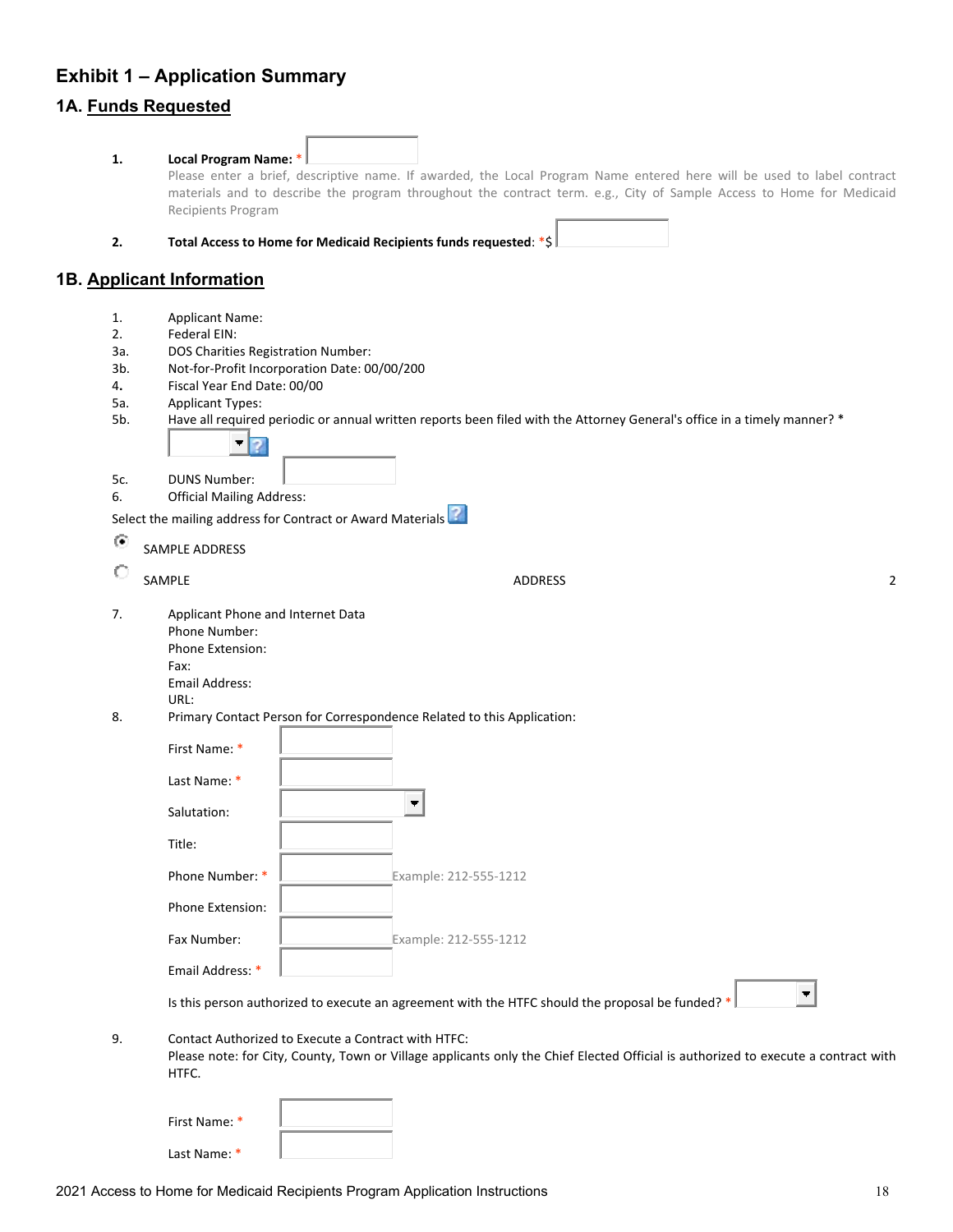# Exhibit 1 – Application Summary

## 1A. Funds Requested

1. **Local Program Name:** *

   Please enter a brief, descriptive name. If awarded, the Local Program Name entered here will be used to label contract materials and to describe the program throughout the contract term. e.g., City of Sample Access to Home for Medicaid Recipients Program

2. **Total Access to Home for Medicaid Recipients funds requested**: *$

## 1B. Applicant Information

1. Applicant Name:
2. Federal EIN:

3a. DOS Charities Registration Number:

3b. Not-for-Profit Incorporation Date: 00/00/200

4. Fiscal Year End Date: 00/00

5a. Applicant Types:

5b. Have all required periodic or annual written reports been filed with the Attorney General's office in a timely manner? *

5c. DUNS Number:

6. Official Mailing Address:

Select the mailing address for Contract or Award Materials

- SAMPLE ADDRESS
- SAMPLE ADDRESS 2

7. Applicant Phone and Internet Data
   Phone Number:
   Phone Extension:
   Fax:
   Email Address:
   URL:

8. Primary Contact Person for Correspondence Related to this Application:

   First Name: *

   Last Name: *

   Salutation:

   Title:

   Phone Number: * Example: 212-555-1212

   Phone Extension:

   Fax Number: Example: 212-555-1212

   Email Address: *

   Is this person authorized to execute an agreement with the HTFC should the proposal be funded? *

9. Contact Authorized to Execute a Contract with HTFC:
   Please note: for City, County, Town or Village applicants only the Chief Elected Official is authorized to execute a contract with HTFC.

   First Name: *

   Last Name: *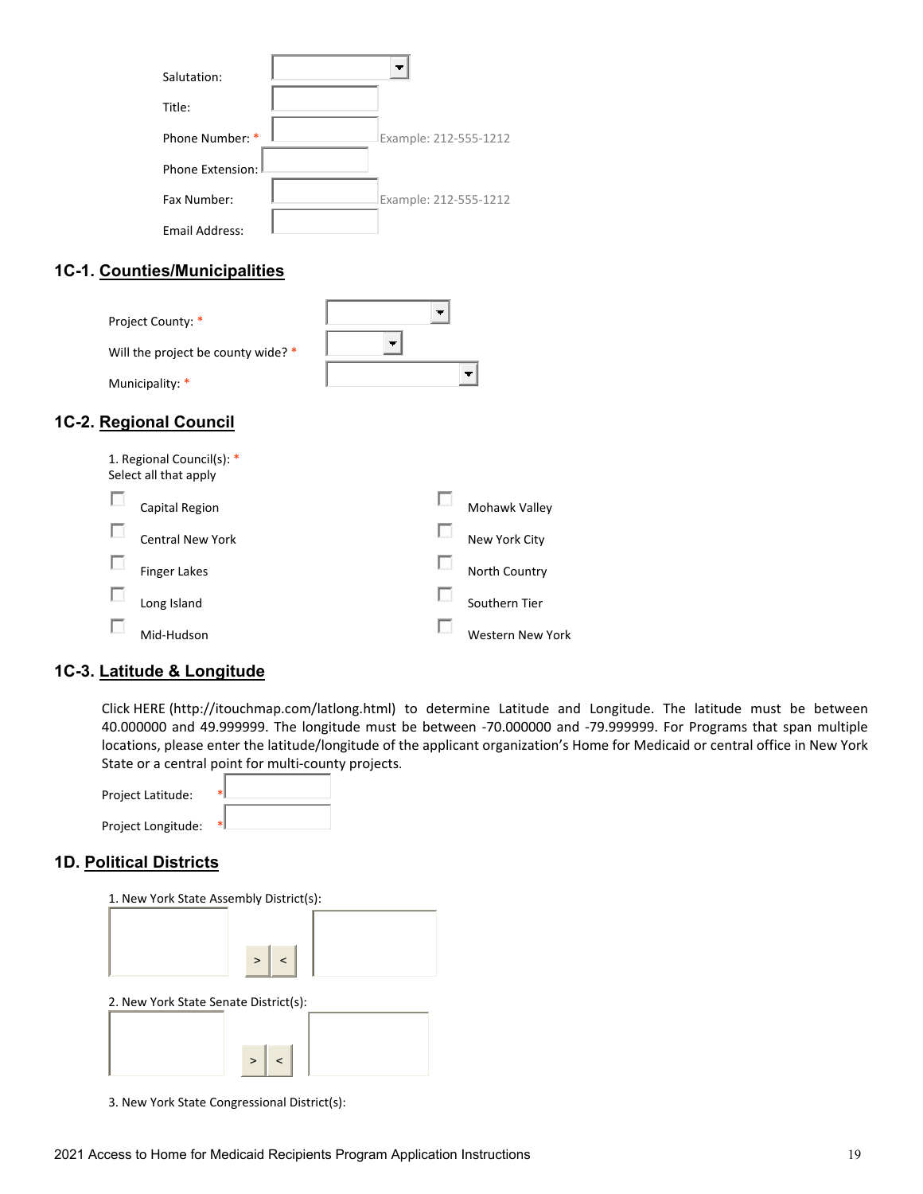Salutation:

Title:

Phone Number: * Example: 212-555-1212

Phone Extension:

Fax Number: Example: 212-555-1212

Email Address:

## 1C-1. Counties/Municipalities

Project County: *

Will the project be county wide? *

Municipality: *

## 1C-2. Regional Council

1. Regional Council(s): *
Select all that apply

- Capital Region
- Central New York
- Finger Lakes
- Long Island
- Mid-Hudson
- Mohawk Valley
- New York City
- North Country
- Southern Tier
- Western New York

## 1C-3. Latitude & Longitude

Click HERE (http://itouchmap.com/latlong.html) to determine Latitude and Longitude. The latitude must be between 40.000000 and 49.999999. The longitude must be between -70.000000 and -79.999999. For Programs that span multiple locations, please enter the latitude/longitude of the applicant organization's Home for Medicaid or central office in New York State or a central point for multi-county projects.

Project Latitude: *

Project Longitude: *

## 1D. Political Districts

1. New York State Assembly District(s):

> <

2. New York State Senate District(s):

> <

3. New York State Congressional District(s):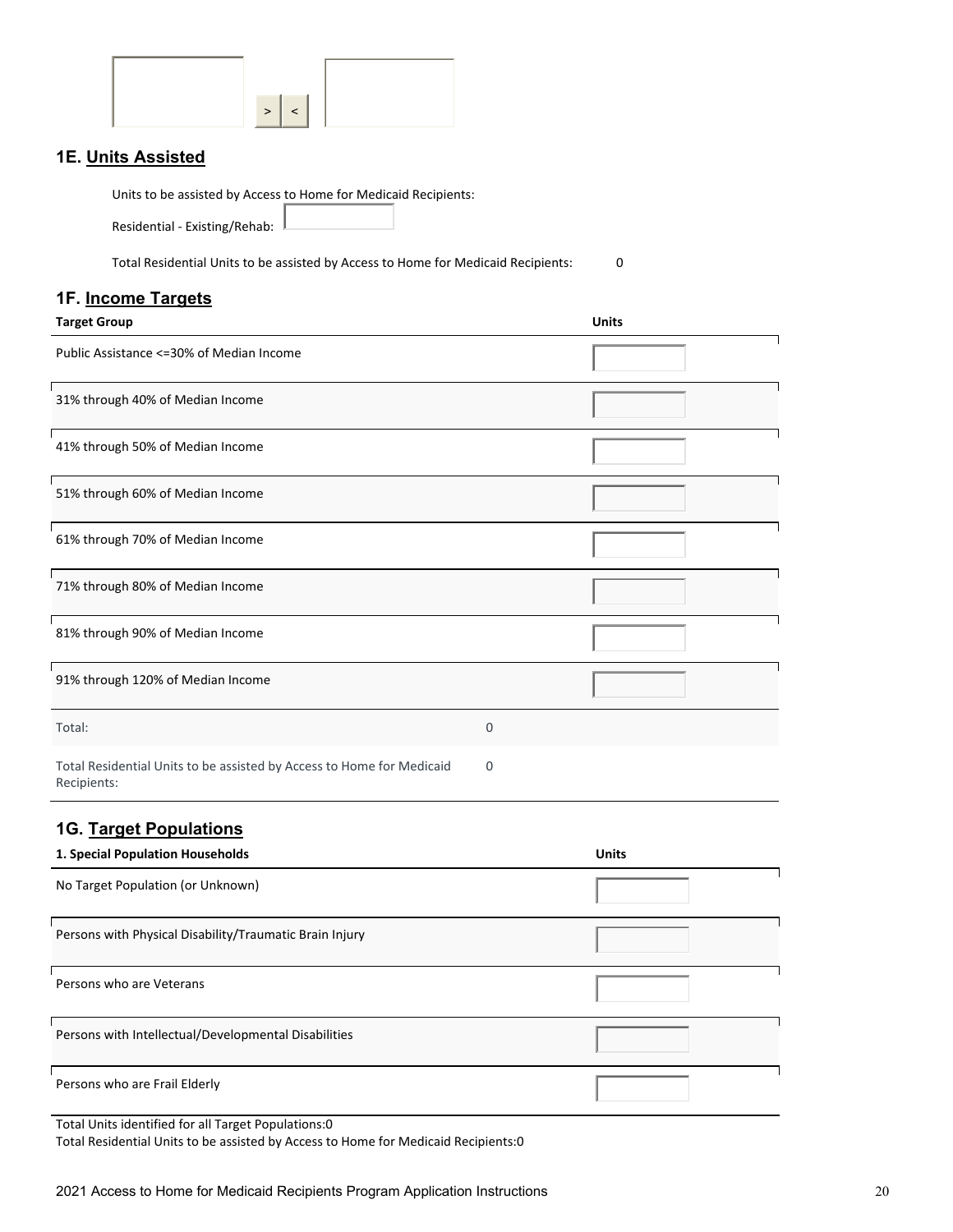## 1E. Units Assisted

Units to be assisted by Access to Home for Medicaid Recipients:

Residential - Existing/Rehab:

Total Residential Units to be assisted by Access to Home for Medicaid Recipients: 0

## 1F. Income Targets

| Target Group | | Units |
|---|---|---|
| Public Assistance <=30% of Median Income | | |
| 31% through 40% of Median Income | | |
| 41% through 50% of Median Income | | |
| 51% through 60% of Median Income | | |
| 61% through 70% of Median Income | | |
| 71% through 80% of Median Income | | |
| 81% through 90% of Median Income | | |
| 91% through 120% of Median Income | | |
| Total: | 0 | |
| Total Residential Units to be assisted by Access to Home for Medicaid Recipients: | 0 | |

## 1G. Target Populations

| 1. Special Population Households | Units |
|---|---|
| No Target Population (or Unknown) | |
| Persons with Physical Disability/Traumatic Brain Injury | |
| Persons who are Veterans | |
| Persons with Intellectual/Developmental Disabilities | |
| Persons who are Frail Elderly | |

Total Units identified for all Target Populations:0

Total Residential Units to be assisted by Access to Home for Medicaid Recipients:0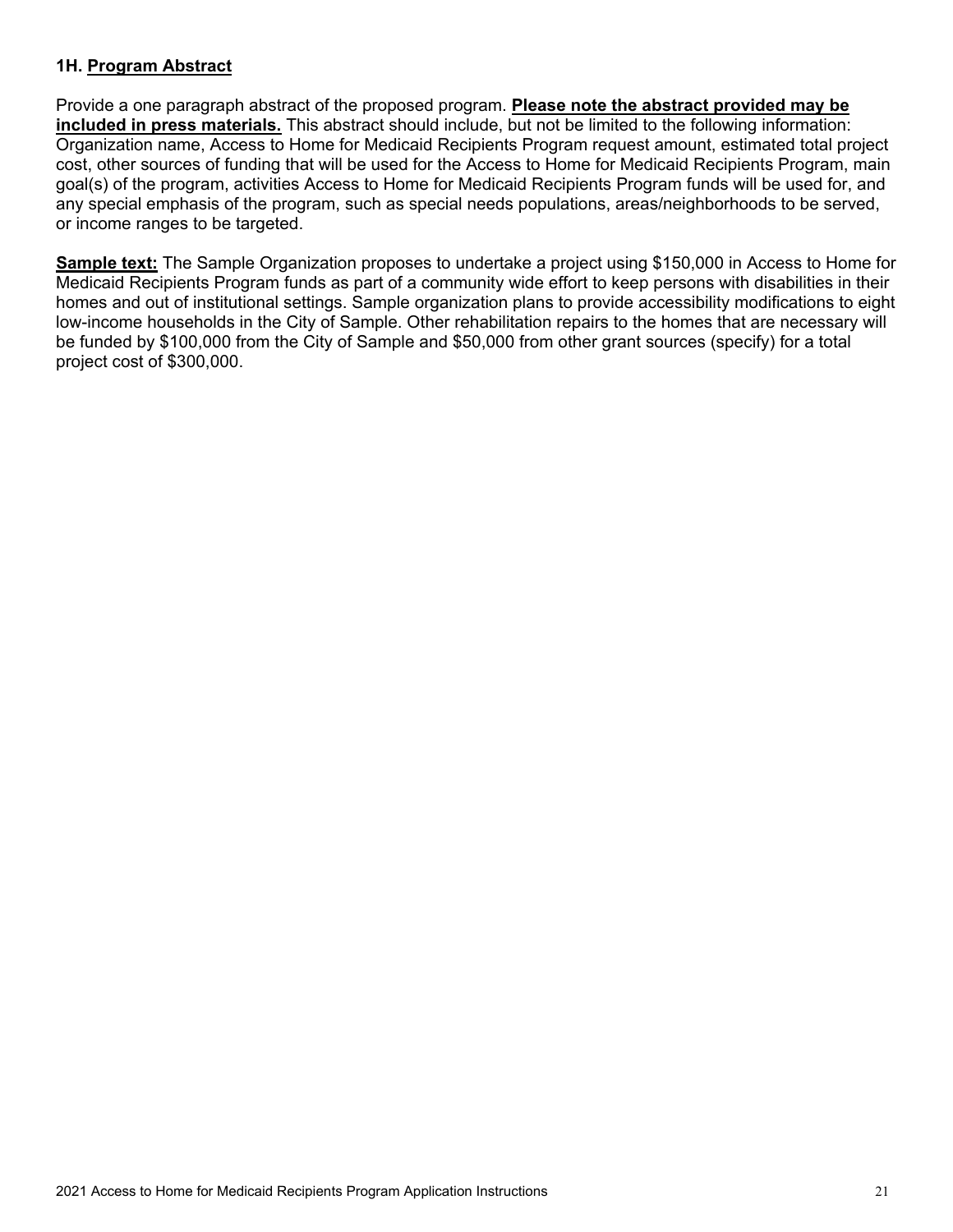### 1H. Program Abstract

Provide a one paragraph abstract of the proposed program. **Please note the abstract provided may be included in press materials.** This abstract should include, but not be limited to the following information: Organization name, Access to Home for Medicaid Recipients Program request amount, estimated total project cost, other sources of funding that will be used for the Access to Home for Medicaid Recipients Program, main goal(s) of the program, activities Access to Home for Medicaid Recipients Program funds will be used for, and any special emphasis of the program, such as special needs populations, areas/neighborhoods to be served, or income ranges to be targeted.

**Sample text:** The Sample Organization proposes to undertake a project using $150,000 in Access to Home for Medicaid Recipients Program funds as part of a community wide effort to keep persons with disabilities in their homes and out of institutional settings. Sample organization plans to provide accessibility modifications to eight low-income households in the City of Sample. Other rehabilitation repairs to the homes that are necessary will be funded by $100,000 from the City of Sample and $50,000 from other grant sources (specify) for a total project cost of $300,000.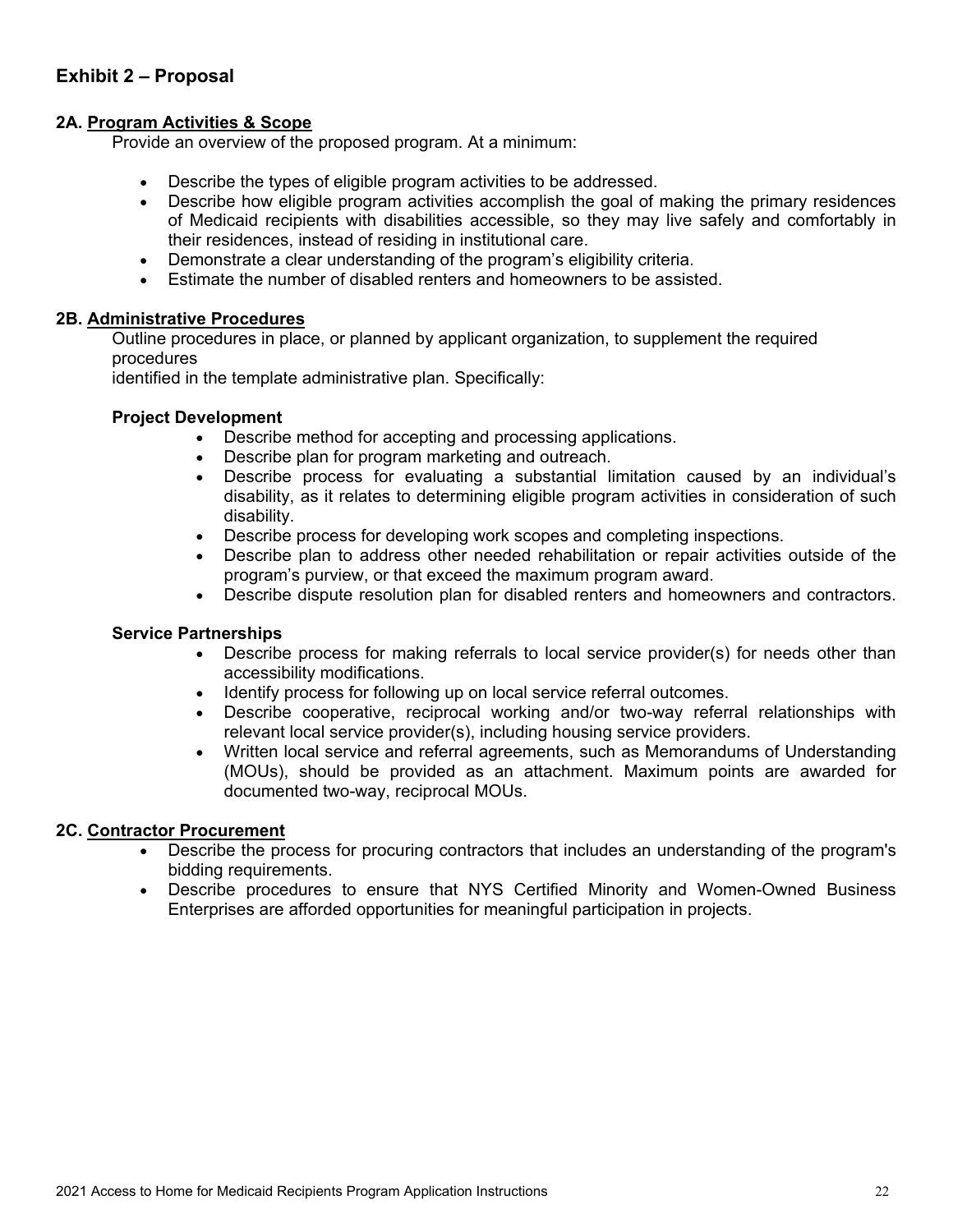## Exhibit 2 – Proposal

### 2A. Program Activities & Scope

Provide an overview of the proposed program. At a minimum:

- Describe the types of eligible program activities to be addressed.
- Describe how eligible program activities accomplish the goal of making the primary residences of Medicaid recipients with disabilities accessible, so they may live safely and comfortably in their residences, instead of residing in institutional care.
- Demonstrate a clear understanding of the program's eligibility criteria.
- Estimate the number of disabled renters and homeowners to be assisted.

### 2B. Administrative Procedures

Outline procedures in place, or planned by applicant organization, to supplement the required procedures
identified in the template administrative plan. Specifically:

**Project Development**

- Describe method for accepting and processing applications.
- Describe plan for program marketing and outreach.
- Describe process for evaluating a substantial limitation caused by an individual's disability, as it relates to determining eligible program activities in consideration of such disability.
- Describe process for developing work scopes and completing inspections.
- Describe plan to address other needed rehabilitation or repair activities outside of the program's purview, or that exceed the maximum program award.
- Describe dispute resolution plan for disabled renters and homeowners and contractors.

**Service Partnerships**

- Describe process for making referrals to local service provider(s) for needs other than accessibility modifications.
- Identify process for following up on local service referral outcomes.
- Describe cooperative, reciprocal working and/or two-way referral relationships with relevant local service provider(s), including housing service providers.
- Written local service and referral agreements, such as Memorandums of Understanding (MOUs), should be provided as an attachment. Maximum points are awarded for documented two-way, reciprocal MOUs.

### 2C. Contractor Procurement

- Describe the process for procuring contractors that includes an understanding of the program's bidding requirements.
- Describe procedures to ensure that NYS Certified Minority and Women-Owned Business Enterprises are afforded opportunities for meaningful participation in projects.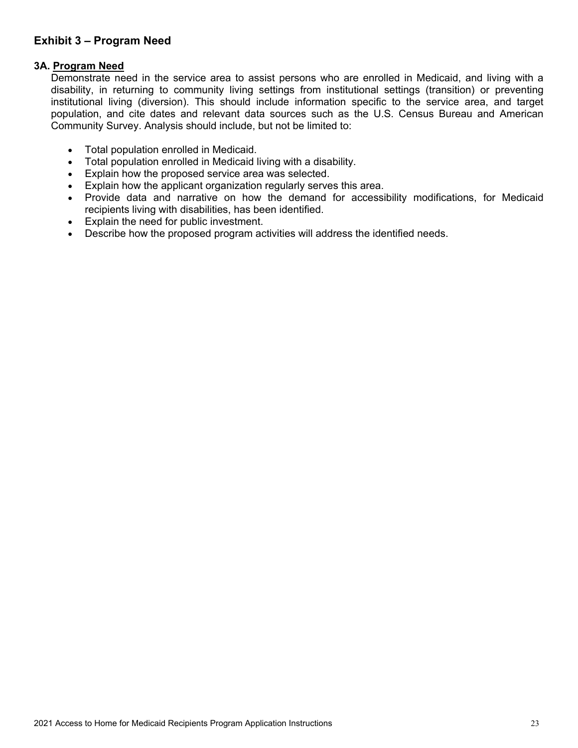## Exhibit 3 – Program Need

**3A. Program Need**

Demonstrate need in the service area to assist persons who are enrolled in Medicaid, and living with a disability, in returning to community living settings from institutional settings (transition) or preventing institutional living (diversion). This should include information specific to the service area, and target population, and cite dates and relevant data sources such as the U.S. Census Bureau and American Community Survey. Analysis should include, but not be limited to:

- Total population enrolled in Medicaid.
- Total population enrolled in Medicaid living with a disability.
- Explain how the proposed service area was selected.
- Explain how the applicant organization regularly serves this area.
- Provide data and narrative on how the demand for accessibility modifications, for Medicaid recipients living with disabilities, has been identified.
- Explain the need for public investment.
- Describe how the proposed program activities will address the identified needs.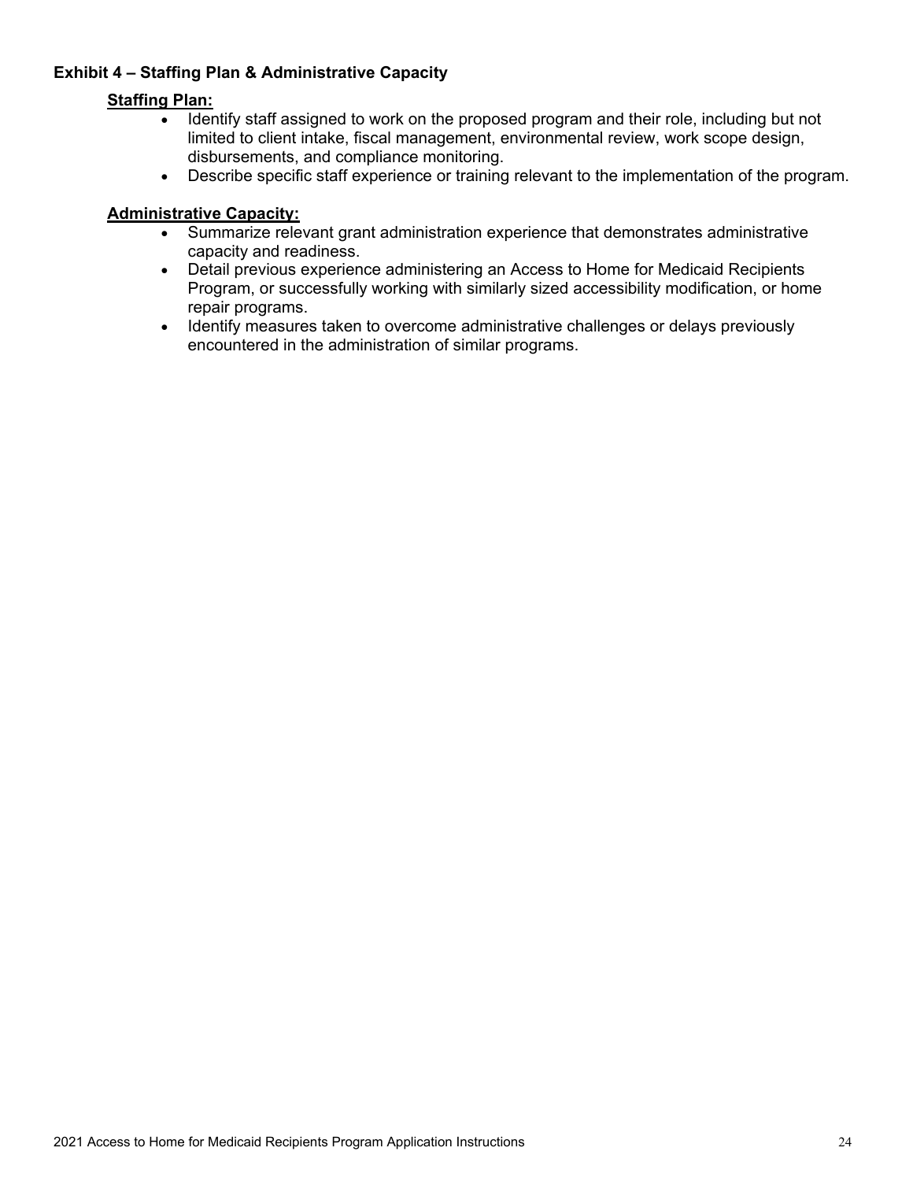**Exhibit 4 – Staffing Plan & Administrative Capacity**

**Staffing Plan:**

- Identify staff assigned to work on the proposed program and their role, including but not limited to client intake, fiscal management, environmental review, work scope design, disbursements, and compliance monitoring.
- Describe specific staff experience or training relevant to the implementation of the program.

**Administrative Capacity:**

- Summarize relevant grant administration experience that demonstrates administrative capacity and readiness.
- Detail previous experience administering an Access to Home for Medicaid Recipients Program, or successfully working with similarly sized accessibility modification, or home repair programs.
- Identify measures taken to overcome administrative challenges or delays previously encountered in the administration of similar programs.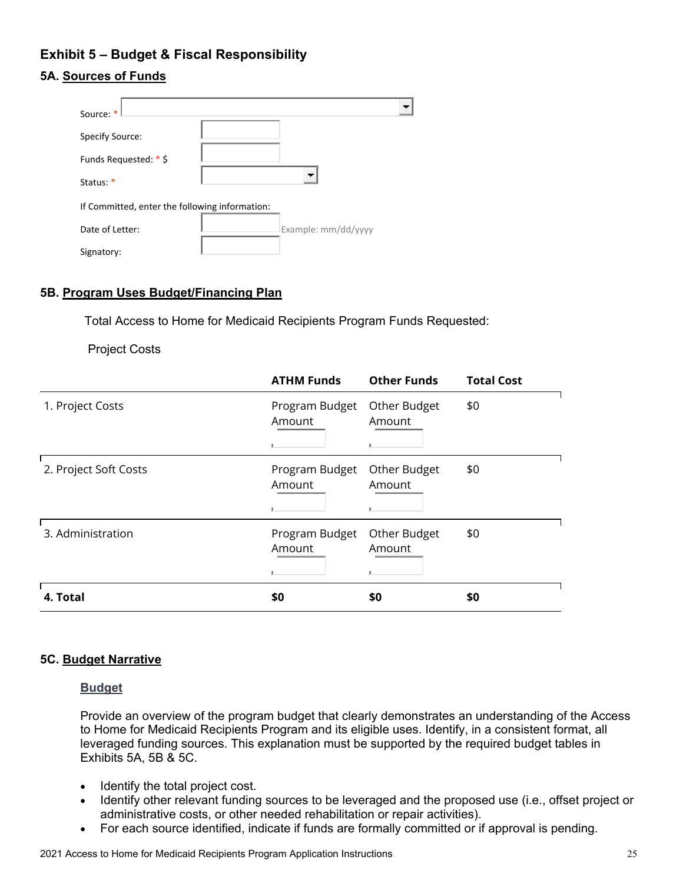## Exhibit 5 – Budget & Fiscal Responsibility

### 5A. Sources of Funds

Source: *

Specify Source:

Funds Requested: * $

Status: *

If Committed, enter the following information:

Date of Letter: Example: mm/dd/yyyy

Signatory:

### 5B. Program Uses Budget/Financing Plan

Total Access to Home for Medicaid Recipients Program Funds Requested:

Project Costs

| | ATHM Funds | Other Funds | Total Cost |
|---|---|---|---|
| 1. Project Costs | Program Budget Amount | Other Budget Amount | $0 |
| 2. Project Soft Costs | Program Budget Amount | Other Budget Amount | $0 |
| 3. Administration | Program Budget Amount | Other Budget Amount | $0 |
| **4. Total** | **$0** | **$0** | **$0** |

### 5C. Budget Narrative

**Budget**

Provide an overview of the program budget that clearly demonstrates an understanding of the Access to Home for Medicaid Recipients Program and its eligible uses. Identify, in a consistent format, all leveraged funding sources. This explanation must be supported by the required budget tables in Exhibits 5A, 5B & 5C.

- Identify the total project cost.
- Identify other relevant funding sources to be leveraged and the proposed use (i.e., offset project or administrative costs, or other needed rehabilitation or repair activities).
- For each source identified, indicate if funds are formally committed or if approval is pending.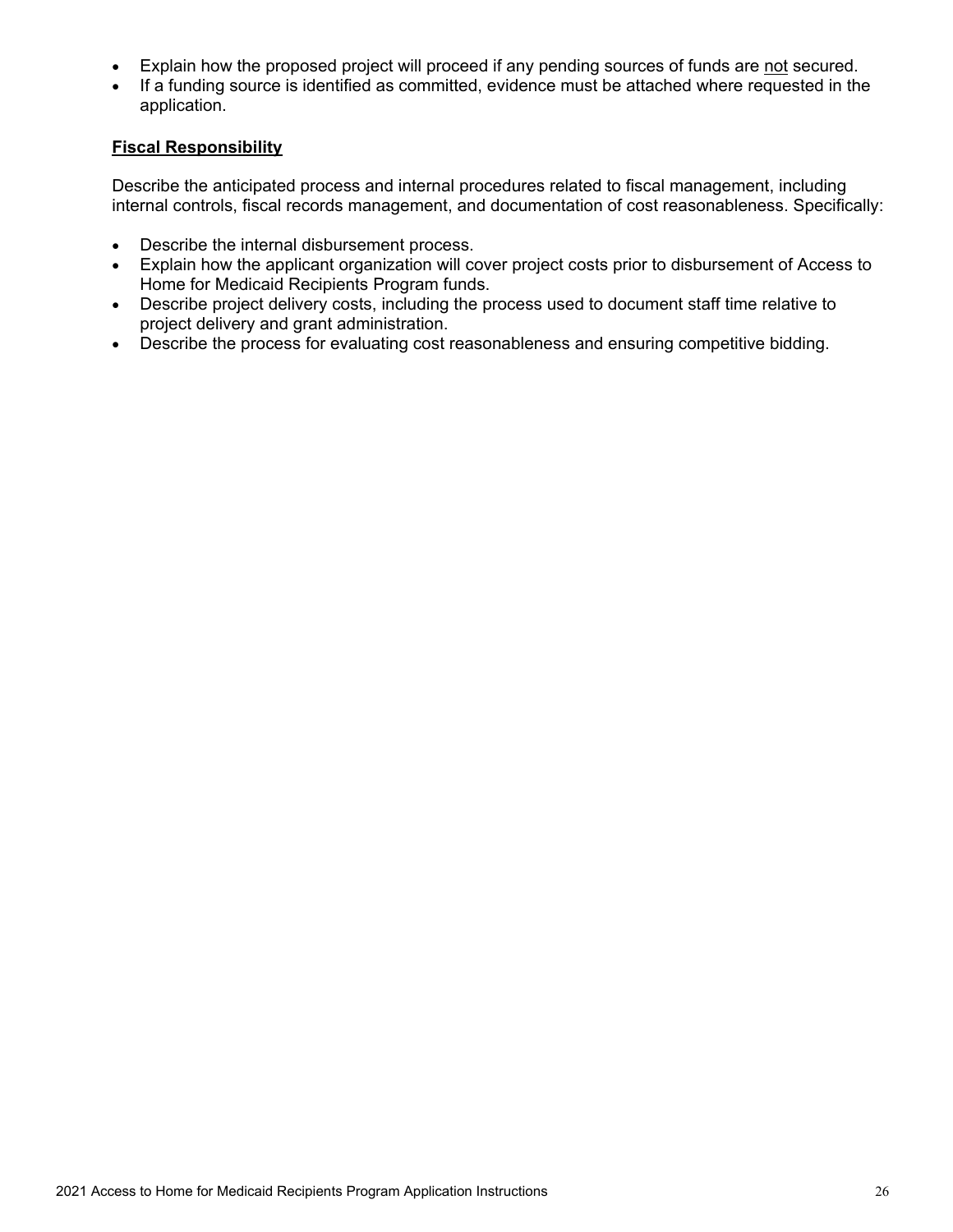- Explain how the proposed project will proceed if any pending sources of funds are <u>not</u> secured.
- If a funding source is identified as committed, evidence must be attached where requested in the application.

**<u>Fiscal Responsibility</u>**

Describe the anticipated process and internal procedures related to fiscal management, including internal controls, fiscal records management, and documentation of cost reasonableness. Specifically:

- Describe the internal disbursement process.
- Explain how the applicant organization will cover project costs prior to disbursement of Access to Home for Medicaid Recipients Program funds.
- Describe project delivery costs, including the process used to document staff time relative to project delivery and grant administration.
- Describe the process for evaluating cost reasonableness and ensuring competitive bidding.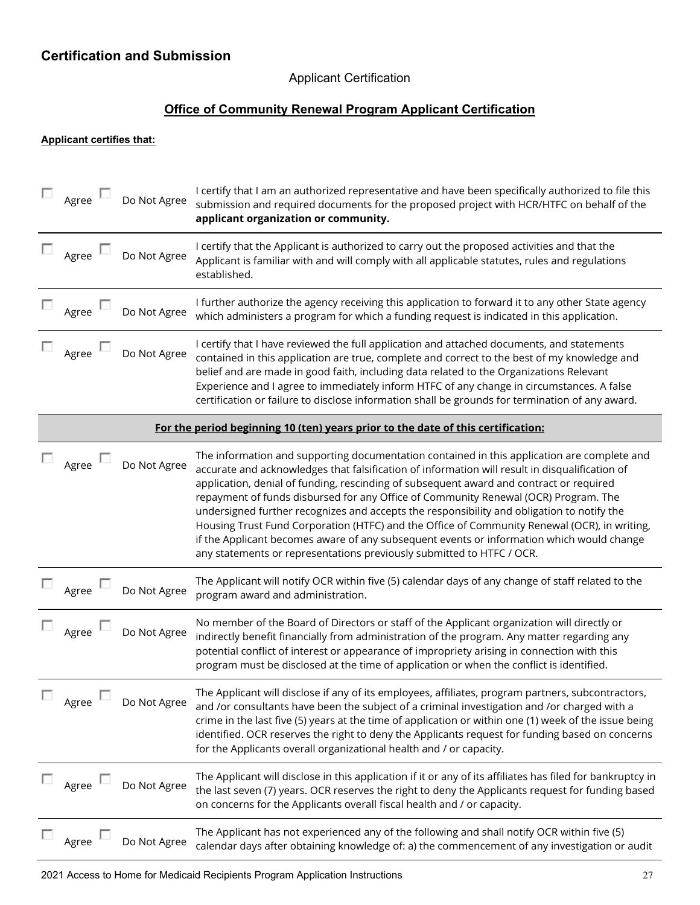## Certification and Submission

Applicant Certification

### Office of Community Renewal Program Applicant Certification

**Applicant certifies that:**

| | | |
|---|---|---|
| ☐ Agree | ☐ Do Not Agree | I certify that I am an authorized representative and have been specifically authorized to file this submission and required documents for the proposed project with HCR/HTFC on behalf of the **applicant organization or community.** |
| ☐ Agree | ☐ Do Not Agree | I certify that the Applicant is authorized to carry out the proposed activities and that the Applicant is familiar with and will comply with all applicable statutes, rules and regulations established. |
| ☐ Agree | ☐ Do Not Agree | I further authorize the agency receiving this application to forward it to any other State agency which administers a program for which a funding request is indicated in this application. |
| ☐ Agree | ☐ Do Not Agree | I certify that I have reviewed the full application and attached documents, and statements contained in this application are true, complete and correct to the best of my knowledge and belief and are made in good faith, including data related to the Organizations Relevant Experience and I agree to immediately inform HTFC of any change in circumstances. A false certification or failure to disclose information shall be grounds for termination of any award. |
| | | **For the period beginning 10 (ten) years prior to the date of this certification:** |
| ☐ Agree | ☐ Do Not Agree | The information and supporting documentation contained in this application are complete and accurate and acknowledges that falsification of information will result in disqualification of application, denial of funding, rescinding of subsequent award and contract or required repayment of funds disbursed for any Office of Community Renewal (OCR) Program. The undersigned further recognizes and accepts the responsibility and obligation to notify the Housing Trust Fund Corporation (HTFC) and the Office of Community Renewal (OCR), in writing, if the Applicant becomes aware of any subsequent events or information which would change any statements or representations previously submitted to HTFC / OCR. |
| ☐ Agree | ☐ Do Not Agree | The Applicant will notify OCR within five (5) calendar days of any change of staff related to the program award and administration. |
| ☐ Agree | ☐ Do Not Agree | No member of the Board of Directors or staff of the Applicant organization will directly or indirectly benefit financially from administration of the program. Any matter regarding any potential conflict of interest or appearance of impropriety arising in connection with this program must be disclosed at the time of application or when the conflict is identified. |
| ☐ Agree | ☐ Do Not Agree | The Applicant will disclose if any of its employees, affiliates, program partners, subcontractors, and /or consultants have been the subject of a criminal investigation and /or charged with a crime in the last five (5) years at the time of application or within one (1) week of the issue being identified. OCR reserves the right to deny the Applicants request for funding based on concerns for the Applicants overall organizational health and / or capacity. |
| ☐ Agree | ☐ Do Not Agree | The Applicant will disclose in this application if it or any of its affiliates has filed for bankruptcy in the last seven (7) years. OCR reserves the right to deny the Applicants request for funding based on concerns for the Applicants overall fiscal health and / or capacity. |
| ☐ Agree | ☐ Do Not Agree | The Applicant has not experienced any of the following and shall notify OCR within five (5) calendar days after obtaining knowledge of: a) the commencement of any investigation or audit |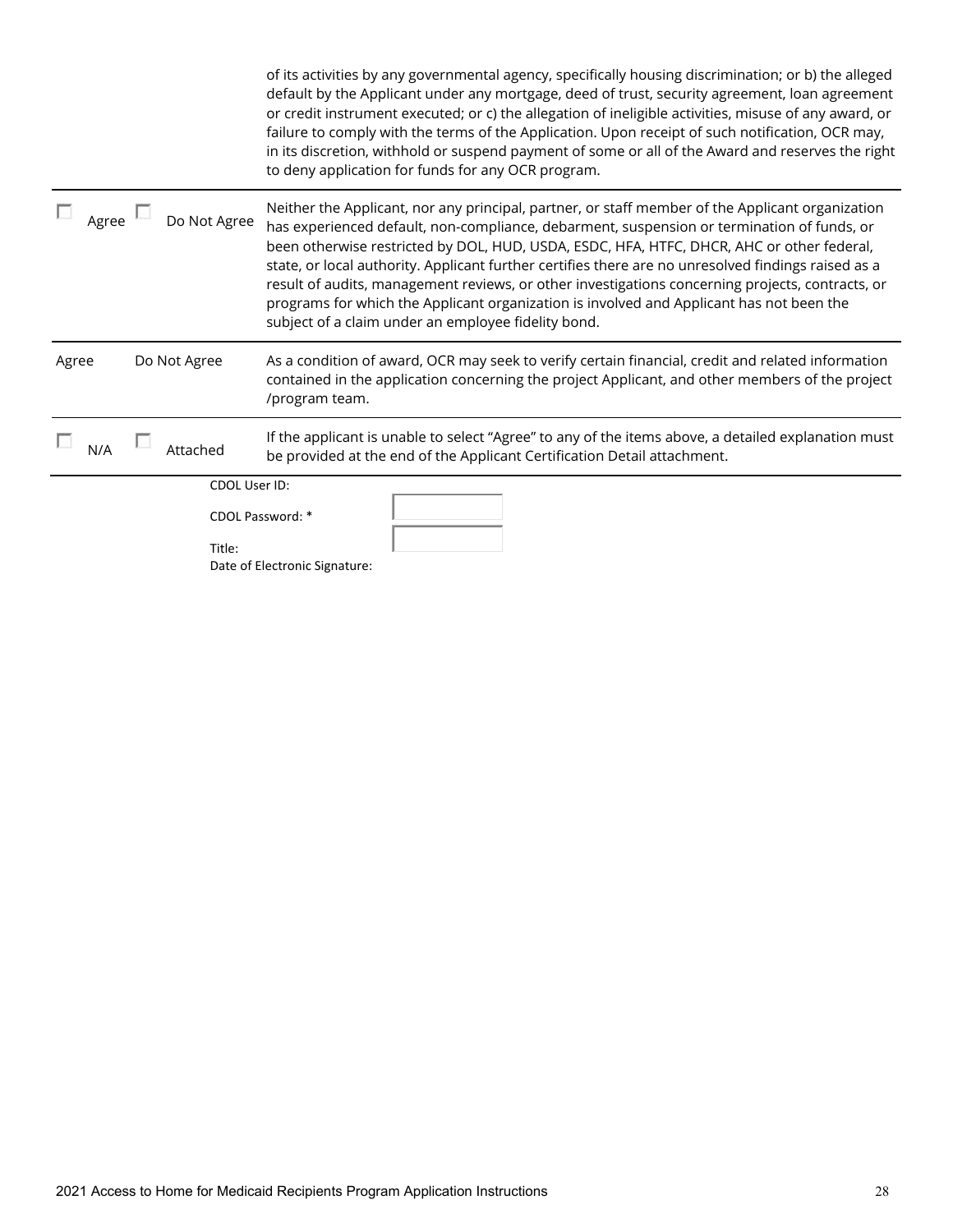of its activities by any governmental agency, specifically housing discrimination; or b) the alleged default by the Applicant under any mortgage, deed of trust, security agreement, loan agreement or credit instrument executed; or c) the allegation of ineligible activities, misuse of any award, or failure to comply with the terms of the Application. Upon receipt of such notification, OCR may, in its discretion, withhold or suspend payment of some or all of the Award and reserves the right to deny application for funds for any OCR program.

| | | |
|---|---|---|
| ☐ Agree | ☐ Do Not Agree | Neither the Applicant, nor any principal, partner, or staff member of the Applicant organization has experienced default, non-compliance, debarment, suspension or termination of funds, or been otherwise restricted by DOL, HUD, USDA, ESDC, HFA, HTFC, DHCR, AHC or other federal, state, or local authority. Applicant further certifies there are no unresolved findings raised as a result of audits, management reviews, or other investigations concerning projects, contracts, or programs for which the Applicant organization is involved and Applicant has not been the subject of a claim under an employee fidelity bond. |
| Agree | Do Not Agree | As a condition of award, OCR may seek to verify certain financial, credit and related information contained in the application concerning the project Applicant, and other members of the project /program team. |
| ☐ N/A | ☐ Attached | If the applicant is unable to select "Agree" to any of the items above, a detailed explanation must be provided at the end of the Applicant Certification Detail attachment. |

CDOL User ID:

CDOL Password: *

Title:

Date of Electronic Signature: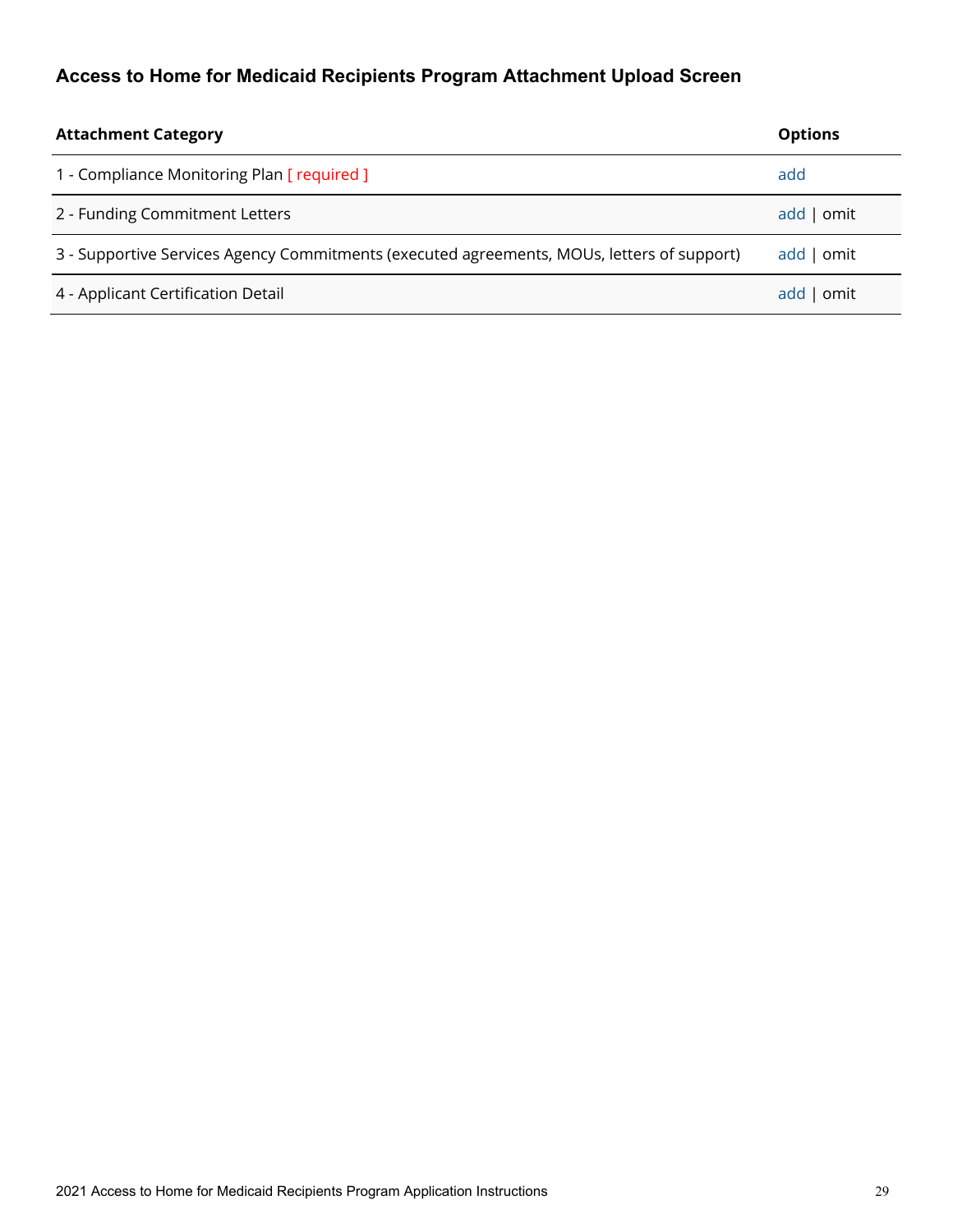## Access to Home for Medicaid Recipients Program Attachment Upload Screen

| Attachment Category | Options |
|---|---|
| 1 - Compliance Monitoring Plan [ required ] | add |
| 2 - Funding Commitment Letters | add \| omit |
| 3 - Supportive Services Agency Commitments (executed agreements, MOUs, letters of support) | add \| omit |
| 4 - Applicant Certification Detail | add \| omit |